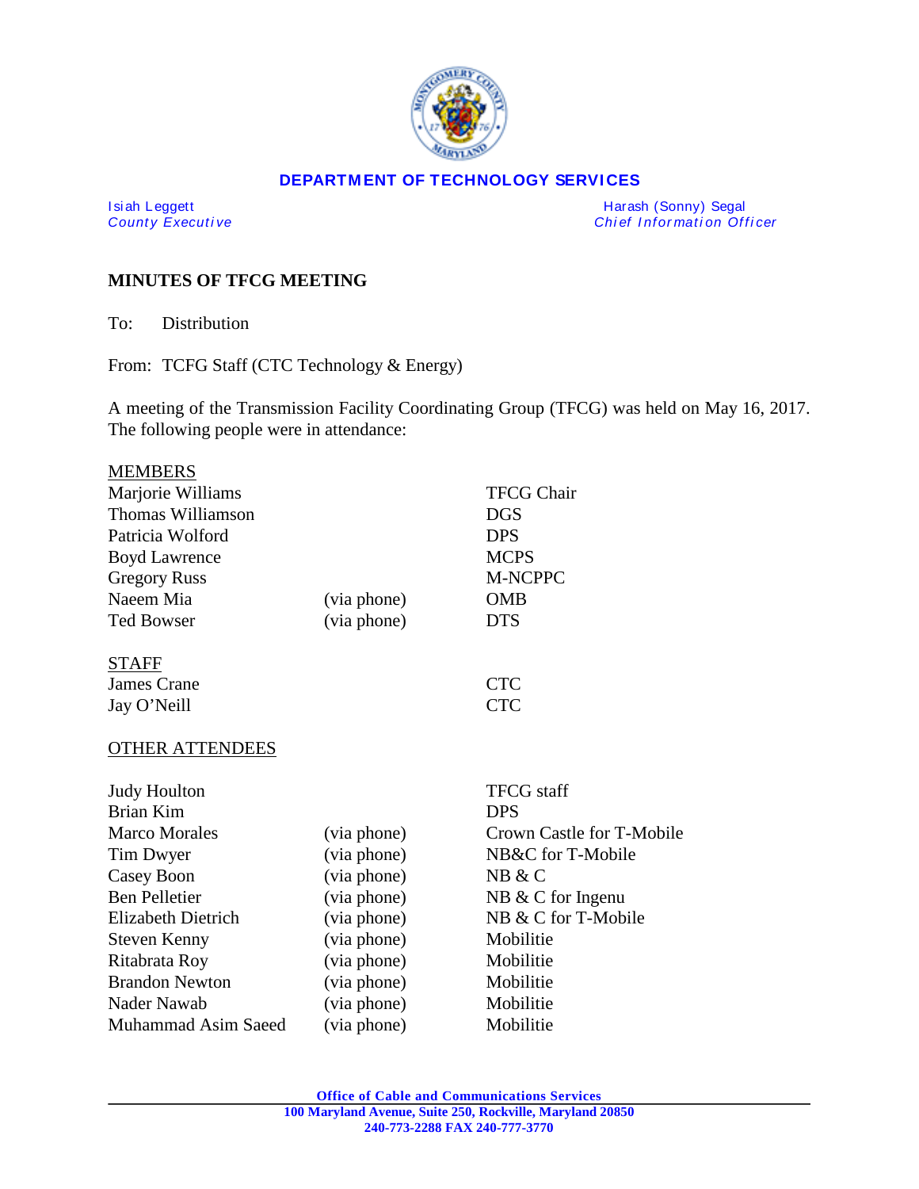**DEPARTMENT OF TECHNOLOGY SERVICES**

*Isiah Leggett*
*County Executive*

*Harash (Sonny) Segal*
*Chief Information Officer*

## MINUTES OF TFCG MEETING

To: Distribution

From: TCFG Staff (CTC Technology & Energy)

A meeting of the Transmission Facility Coordinating Group (TFCG) was held on May 16, 2017. The following people were in attendance:

| MEMBERS | | |
|---|---|---|
| Marjorie Williams | | TFCG Chair |
| Thomas Williamson | | DGS |
| Patricia Wolford | | DPS |
| Boyd Lawrence | | MCPS |
| Gregory Russ | | M-NCPPC |
| Naeem Mia | (via phone) | OMB |
| Ted Bowser | (via phone) | DTS |

| STAFF | | |
|---|---|---|
| James Crane | | CTC |
| Jay O'Neill | | CTC |

| OTHER ATTENDEES | | |
|---|---|---|
| Judy Houlton | | TFCG staff |
| Brian Kim | | DPS |
| Marco Morales | (via phone) | Crown Castle for T-Mobile |
| Tim Dwyer | (via phone) | NB&C for T-Mobile |
| Casey Boon | (via phone) | NB & C |
| Ben Pelletier | (via phone) | NB & C for Ingenu |
| Elizabeth Dietrich | (via phone) | NB & C for T-Mobile |
| Steven Kenny | (via phone) | Mobilitie |
| Ritabrata Roy | (via phone) | Mobilitie |
| Brandon Newton | (via phone) | Mobilitie |
| Nader Nawab | (via phone) | Mobilitie |
| Muhammad Asim Saeed | (via phone) | Mobilitie |

**Office of Cable and Communications Services**
**100 Maryland Avenue, Suite 250, Rockville, Maryland 20850**
**240-773-2288 FAX 240-777-3770**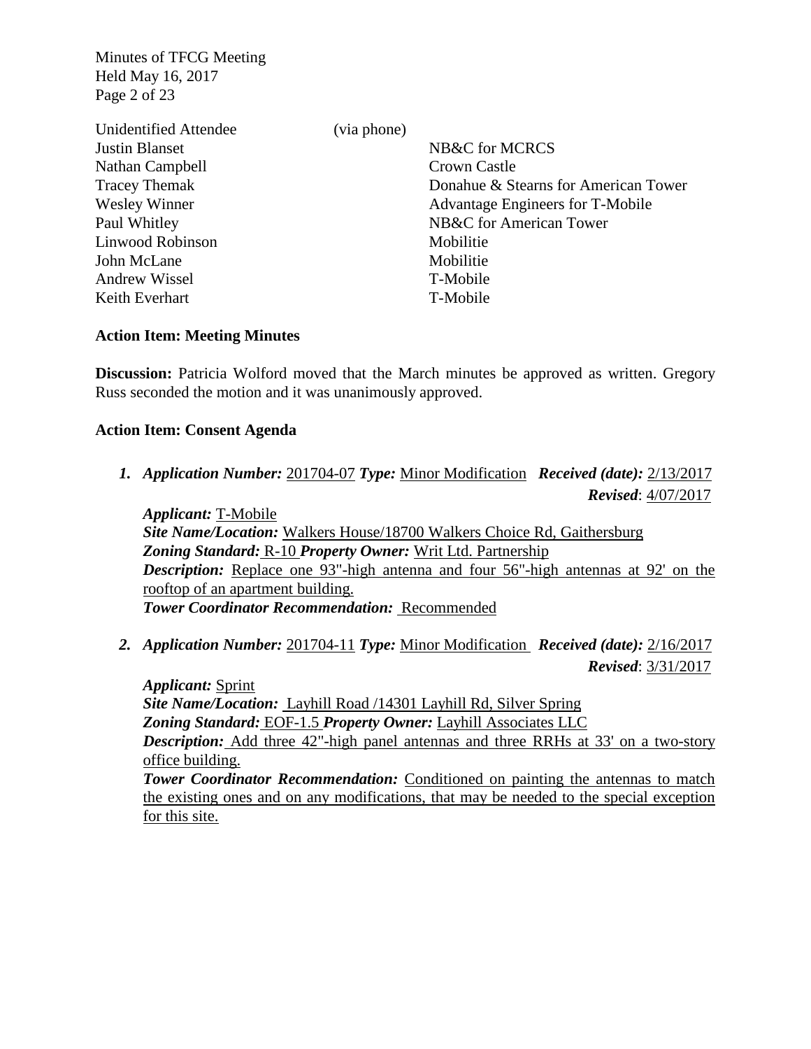| | | |
|---|---|---|
| Unidentified Attendee | (via phone) | |
| Justin Blanset | | NB&C for MCRCS |
| Nathan Campbell | | Crown Castle |
| Tracey Themak | | Donahue & Stearns for American Tower |
| Wesley Winner | | Advantage Engineers for T-Mobile |
| Paul Whitley | | NB&C for American Tower |
| Linwood Robinson | | Mobilitie |
| John McLane | | Mobilitie |
| Andrew Wissel | | T-Mobile |
| Keith Everhart | | T-Mobile |

**Action Item: Meeting Minutes**

**Discussion:** Patricia Wolford moved that the March minutes be approved as written. Gregory Russ seconded the motion and it was unanimously approved.

**Action Item: Consent Agenda**

1. ***Application Number:*** 201704-07 ***Type:*** Minor Modification ***Received (date):*** 2/13/2017 ***Revised***: 4/07/2017
   ***Applicant:*** T-Mobile
   ***Site Name/Location:*** Walkers House/18700 Walkers Choice Rd, Gaithersburg
   ***Zoning Standard:*** R-10 ***Property Owner:*** Writ Ltd. Partnership
   ***Description:*** Replace one 93"-high antenna and four 56"-high antennas at 92' on the rooftop of an apartment building.
   ***Tower Coordinator Recommendation:*** Recommended

2. ***Application Number:*** 201704-11 ***Type:*** Minor Modification ***Received (date):*** 2/16/2017 ***Revised***: 3/31/2017
   ***Applicant:*** Sprint
   ***Site Name/Location:*** Layhill Road /14301 Layhill Rd, Silver Spring
   ***Zoning Standard:*** EOF-1.5 ***Property Owner:*** Layhill Associates LLC
   ***Description:*** Add three 42"-high panel antennas and three RRHs at 33' on a two-story office building.
   ***Tower Coordinator Recommendation:*** Conditioned on painting the antennas to match the existing ones and on any modifications, that may be needed to the special exception for this site.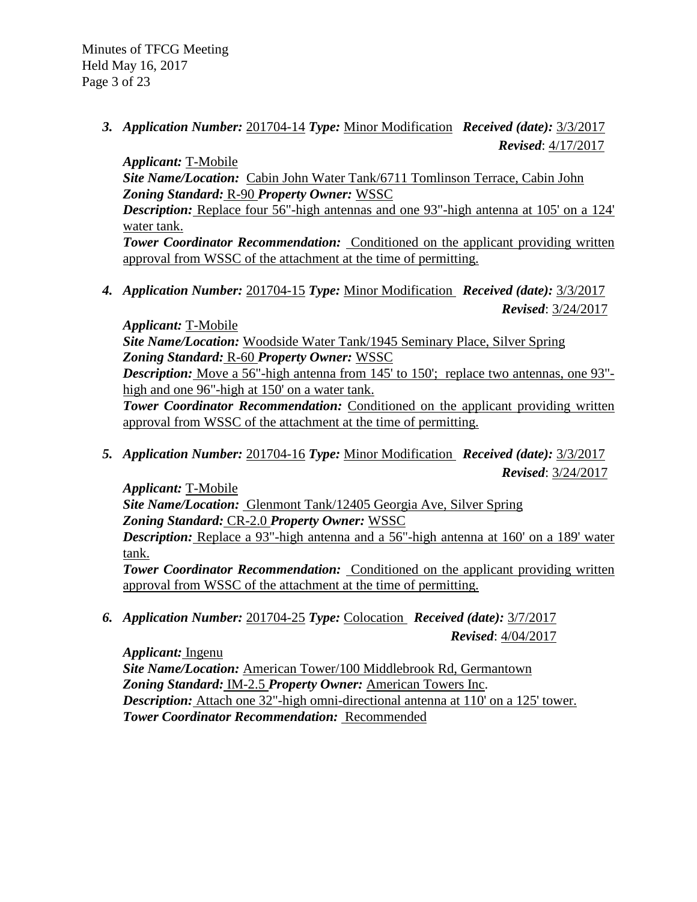3. ***Application Number:*** 201704-14 ***Type:*** Minor Modification ***Received (date):*** 3/3/2017
***Revised***: 4/17/2017
***Applicant:*** T-Mobile
***Site Name/Location:*** Cabin John Water Tank/6711 Tomlinson Terrace, Cabin John
***Zoning Standard:*** R-90 ***Property Owner:*** WSSC
***Description:*** Replace four 56"-high antennas and one 93"-high antenna at 105' on a 124' water tank.
***Tower Coordinator Recommendation:*** Conditioned on the applicant providing written approval from WSSC of the attachment at the time of permitting.

4. ***Application Number:*** 201704-15 ***Type:*** Minor Modification ***Received (date):*** 3/3/2017
***Revised***: 3/24/2017
***Applicant:*** T-Mobile
***Site Name/Location:*** Woodside Water Tank/1945 Seminary Place, Silver Spring
***Zoning Standard:*** R-60 ***Property Owner:*** WSSC
***Description:*** Move a 56"-high antenna from 145' to 150'; replace two antennas, one 93"-high and one 96"-high at 150' on a water tank.
***Tower Coordinator Recommendation:*** Conditioned on the applicant providing written approval from WSSC of the attachment at the time of permitting.

5. ***Application Number:*** 201704-16 ***Type:*** Minor Modification ***Received (date):*** 3/3/2017
***Revised***: 3/24/2017
***Applicant:*** T-Mobile
***Site Name/Location:*** Glenmont Tank/12405 Georgia Ave, Silver Spring
***Zoning Standard:*** CR-2.0 ***Property Owner:*** WSSC
***Description:*** Replace a 93"-high antenna and a 56"-high antenna at 160' on a 189' water tank.
***Tower Coordinator Recommendation:*** Conditioned on the applicant providing written approval from WSSC of the attachment at the time of permitting.

6. ***Application Number:*** 201704-25 ***Type:*** Colocation ***Received (date):*** 3/7/2017
***Revised***: 4/04/2017
***Applicant:*** Ingenu
***Site Name/Location:*** American Tower/100 Middlebrook Rd, Germantown
***Zoning Standard:*** IM-2.5 ***Property Owner:*** American Towers Inc.
***Description:*** Attach one 32"-high omni-directional antenna at 110' on a 125' tower.
***Tower Coordinator Recommendation:*** Recommended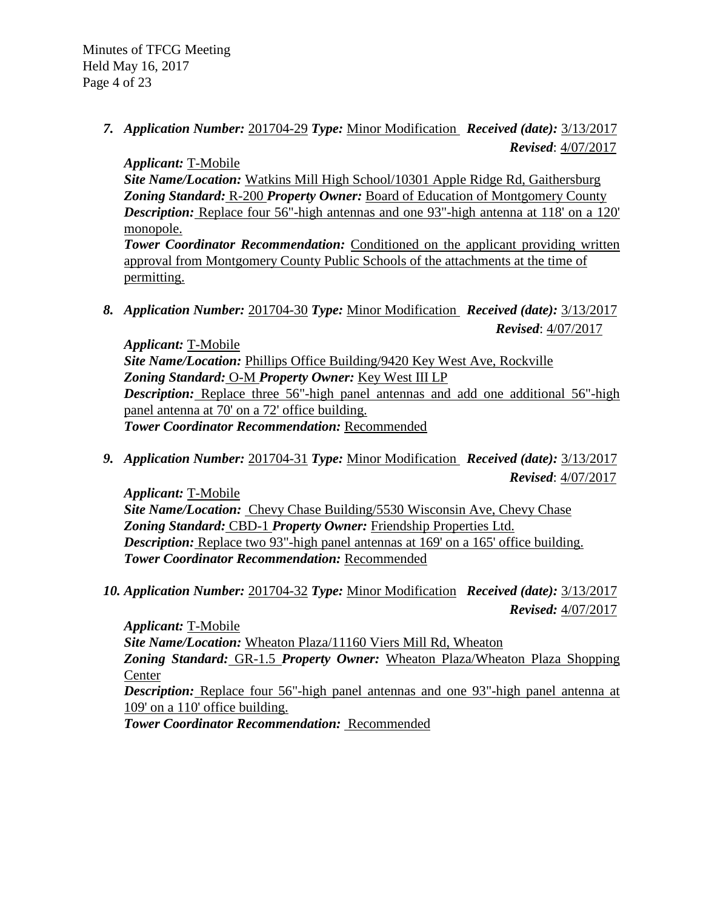7. ***Application Number:*** 201704-29 ***Type:*** Minor Modification ***Received (date):*** 3/13/2017 ***Revised***: 4/07/2017

   ***Applicant:*** T-Mobile
   ***Site Name/Location:*** Watkins Mill High School/10301 Apple Ridge Rd, Gaithersburg
   ***Zoning Standard:*** R-200 ***Property Owner:*** Board of Education of Montgomery County
   ***Description:*** Replace four 56"-high antennas and one 93"-high antenna at 118' on a 120' monopole.
   ***Tower Coordinator Recommendation:*** Conditioned on the applicant providing written approval from Montgomery County Public Schools of the attachments at the time of permitting.

8. ***Application Number:*** 201704-30 ***Type:*** Minor Modification ***Received (date):*** 3/13/2017 ***Revised***: 4/07/2017

   ***Applicant:*** T-Mobile
   ***Site Name/Location:*** Phillips Office Building/9420 Key West Ave, Rockville
   ***Zoning Standard:*** O-M ***Property Owner:*** Key West III LP
   ***Description:*** Replace three 56"-high panel antennas and add one additional 56"-high panel antenna at 70' on a 72' office building.
   ***Tower Coordinator Recommendation:*** Recommended

9. ***Application Number:*** 201704-31 ***Type:*** Minor Modification ***Received (date):*** 3/13/2017 ***Revised***: 4/07/2017

   ***Applicant:*** T-Mobile
   ***Site Name/Location:*** Chevy Chase Building/5530 Wisconsin Ave, Chevy Chase
   ***Zoning Standard:*** CBD-1 ***Property Owner:*** Friendship Properties Ltd.
   ***Description:*** Replace two 93"-high panel antennas at 169' on a 165' office building.
   ***Tower Coordinator Recommendation:*** Recommended

10. ***Application Number:*** 201704-32 ***Type:*** Minor Modification ***Received (date):*** 3/13/2017 ***Revised:*** 4/07/2017

    ***Applicant:*** T-Mobile
    ***Site Name/Location:*** Wheaton Plaza/11160 Viers Mill Rd, Wheaton
    ***Zoning Standard:*** GR-1.5 ***Property Owner:*** Wheaton Plaza/Wheaton Plaza Shopping Center
    ***Description:*** Replace four 56"-high panel antennas and one 93"-high panel antenna at 109' on a 110' office building.
    ***Tower Coordinator Recommendation:*** Recommended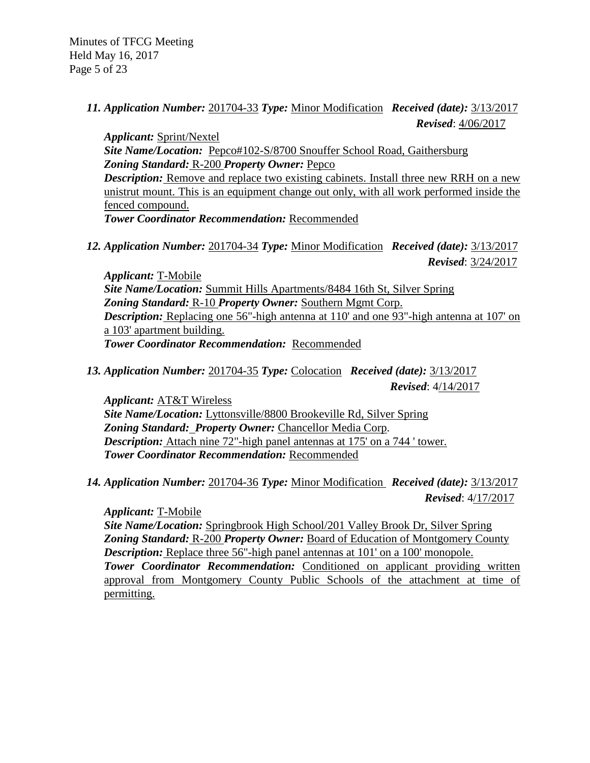***11. Application Number:*** 201704-33 ***Type:*** Minor Modification ***Received (date):*** 3/13/2017
***Revised***: 4/06/2017

***Applicant:*** Sprint/Nextel
***Site Name/Location:*** Pepco#102-S/8700 Snouffer School Road, Gaithersburg
***Zoning Standard:*** R-200 ***Property Owner:*** Pepco
***Description:*** Remove and replace two existing cabinets. Install three new RRH on a new unistrut mount. This is an equipment change out only, with all work performed inside the fenced compound.
***Tower Coordinator Recommendation:*** Recommended

***12. Application Number:*** 201704-34 ***Type:*** Minor Modification ***Received (date):*** 3/13/2017
***Revised***: 3/24/2017

***Applicant:*** T-Mobile
***Site Name/Location:*** Summit Hills Apartments/8484 16th St, Silver Spring
***Zoning Standard:*** R-10 ***Property Owner:*** Southern Mgmt Corp.
***Description:*** Replacing one 56"-high antenna at 110' and one 93"-high antenna at 107' on a 103' apartment building.
***Tower Coordinator Recommendation:*** Recommended

***13. Application Number:*** 201704-35 ***Type:*** Colocation ***Received (date):*** 3/13/2017
***Revised***: 4/14/2017

***Applicant:*** AT&T Wireless
***Site Name/Location:*** Lyttonsville/8800 Brookeville Rd, Silver Spring
***Zoning Standard:*** ***Property Owner:*** Chancellor Media Corp.
***Description:*** Attach nine 72"-high panel antennas at 175' on a 744 ' tower.
***Tower Coordinator Recommendation:*** Recommended

***14. Application Number:*** 201704-36 ***Type:*** Minor Modification ***Received (date):*** 3/13/2017
***Revised***: 4/17/2017

***Applicant:*** T-Mobile
***Site Name/Location:*** Springbrook High School/201 Valley Brook Dr, Silver Spring
***Zoning Standard:*** R-200 ***Property Owner:*** Board of Education of Montgomery County
***Description:*** Replace three 56"-high panel antennas at 101' on a 100' monopole.
***Tower Coordinator Recommendation:*** Conditioned on applicant providing written approval from Montgomery County Public Schools of the attachment at time of permitting.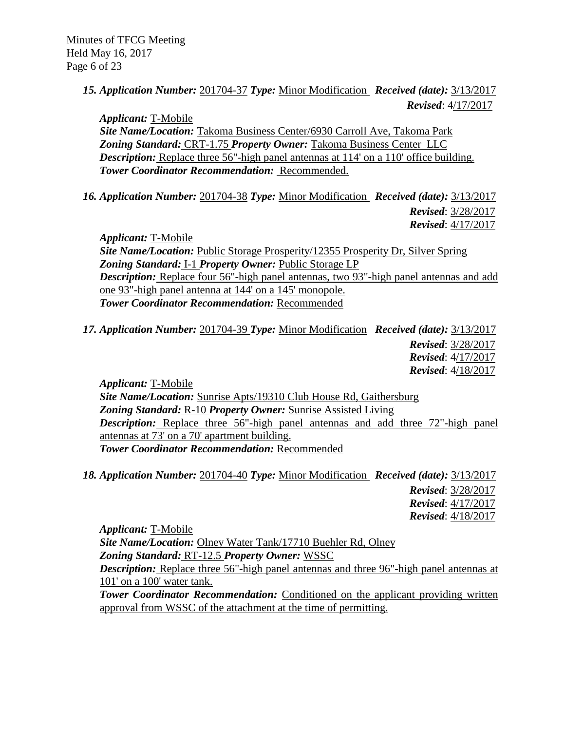**15. Application Number:** 201704-37 ***Type:*** Minor Modification ***Received (date):*** 3/13/2017
***Revised***: 4/17/2017

***Applicant:*** T-Mobile
***Site Name/Location:*** Takoma Business Center/6930 Carroll Ave, Takoma Park
***Zoning Standard:*** CRT-1.75 ***Property Owner:*** Takoma Business Center LLC
***Description:*** Replace three 56"-high panel antennas at 114' on a 110' office building.
***Tower Coordinator Recommendation:*** Recommended.

**16. Application Number:** 201704-38 ***Type:*** Minor Modification ***Received (date):*** 3/13/2017
***Revised***: 3/28/2017
***Revised***: 4/17/2017

***Applicant:*** T-Mobile
***Site Name/Location:*** Public Storage Prosperity/12355 Prosperity Dr, Silver Spring
***Zoning Standard:*** I-1 ***Property Owner:*** Public Storage LP
***Description:*** Replace four 56"-high panel antennas, two 93"-high panel antennas and add one 93"-high panel antenna at 144' on a 145' monopole.
***Tower Coordinator Recommendation:*** Recommended

**17. Application Number:** 201704-39 ***Type:*** Minor Modification ***Received (date):*** 3/13/2017
***Revised***: 3/28/2017
***Revised***: 4/17/2017
***Revised***: 4/18/2017

***Applicant:*** T-Mobile
***Site Name/Location:*** Sunrise Apts/19310 Club House Rd, Gaithersburg
***Zoning Standard:*** R-10 ***Property Owner:*** Sunrise Assisted Living
***Description:*** Replace three 56"-high panel antennas and add three 72"-high panel antennas at 73' on a 70' apartment building.
***Tower Coordinator Recommendation:*** Recommended

**18. Application Number:** 201704-40 ***Type:*** Minor Modification ***Received (date):*** 3/13/2017
***Revised***: 3/28/2017
***Revised***: 4/17/2017
***Revised***: 4/18/2017

***Applicant:*** T-Mobile
***Site Name/Location:*** Olney Water Tank/17710 Buehler Rd, Olney
***Zoning Standard:*** RT-12.5 ***Property Owner:*** WSSC
***Description:*** Replace three 56"-high panel antennas and three 96"-high panel antennas at 101' on a 100' water tank.
***Tower Coordinator Recommendation:*** Conditioned on the applicant providing written approval from WSSC of the attachment at the time of permitting.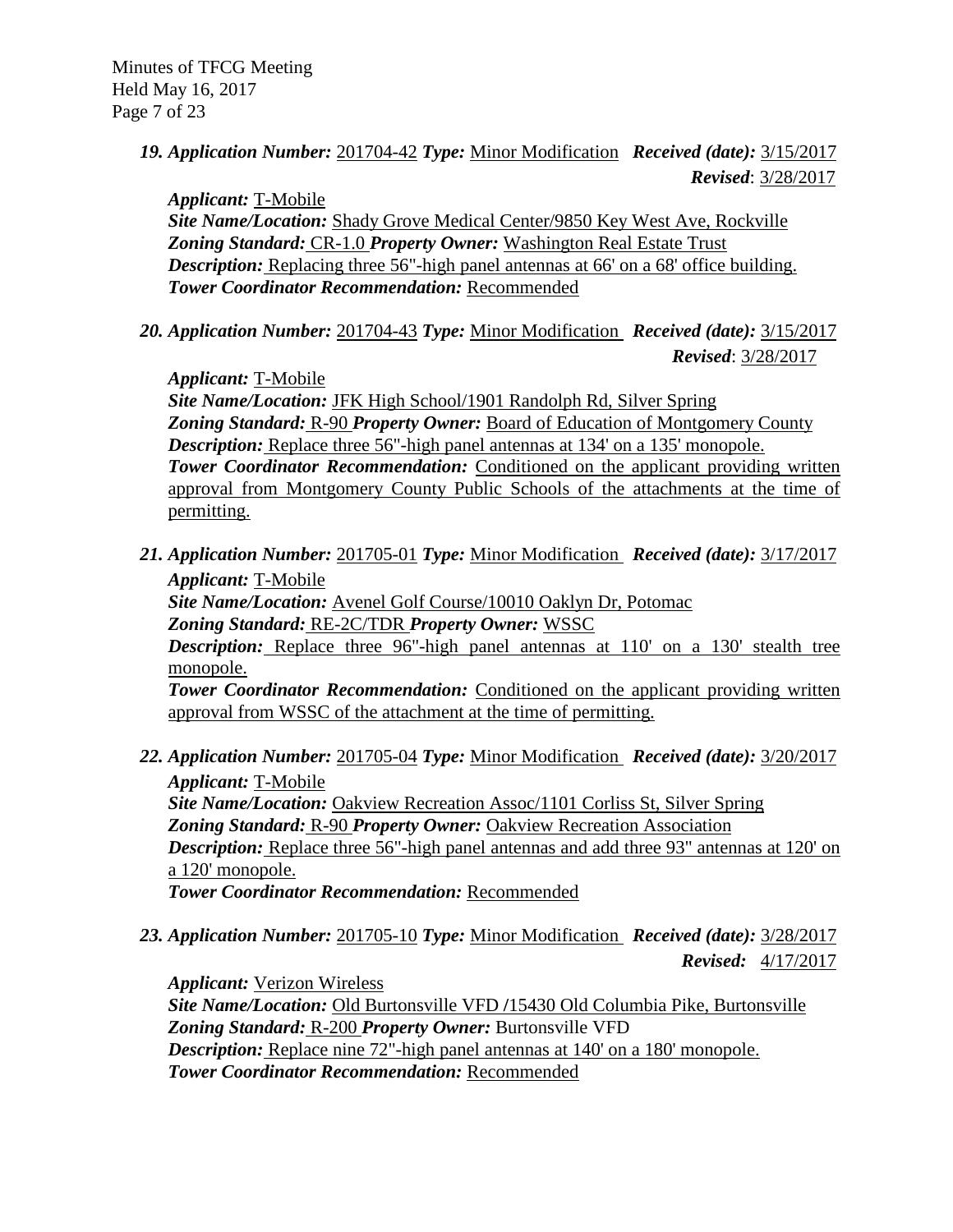**19. Application Number:** 201704-42 **Type:** Minor Modification **Received (date):** 3/15/2017
**Revised**: 3/28/2017

**Applicant:** T-Mobile
**Site Name/Location:** Shady Grove Medical Center/9850 Key West Ave, Rockville
**Zoning Standard:** CR-1.0 **Property Owner:** Washington Real Estate Trust
**Description:** Replacing three 56"-high panel antennas at 66' on a 68' office building.
**Tower Coordinator Recommendation:** Recommended

**20. Application Number:** 201704-43 **Type:** Minor Modification **Received (date):** 3/15/2017
**Revised**: 3/28/2017

**Applicant:** T-Mobile
**Site Name/Location:** JFK High School/1901 Randolph Rd, Silver Spring
**Zoning Standard:** R-90 **Property Owner:** Board of Education of Montgomery County
**Description:** Replace three 56"-high panel antennas at 134' on a 135' monopole.
**Tower Coordinator Recommendation:** Conditioned on the applicant providing written approval from Montgomery County Public Schools of the attachments at the time of permitting.

**21. Application Number:** 201705-01 **Type:** Minor Modification **Received (date):** 3/17/2017
**Applicant:** T-Mobile
**Site Name/Location:** Avenel Golf Course/10010 Oaklyn Dr, Potomac
**Zoning Standard:** RE-2C/TDR **Property Owner:** WSSC
**Description:** Replace three 96"-high panel antennas at 110' on a 130' stealth tree monopole.
**Tower Coordinator Recommendation:** Conditioned on the applicant providing written approval from WSSC of the attachment at the time of permitting.

**22. Application Number:** 201705-04 **Type:** Minor Modification **Received (date):** 3/20/2017
**Applicant:** T-Mobile
**Site Name/Location:** Oakview Recreation Assoc/1101 Corliss St, Silver Spring
**Zoning Standard:** R-90 **Property Owner:** Oakview Recreation Association
**Description:** Replace three 56"-high panel antennas and add three 93" antennas at 120' on a 120' monopole.
**Tower Coordinator Recommendation:** Recommended

**23. Application Number:** 201705-10 **Type:** Minor Modification **Received (date):** 3/28/2017
**Revised:** 4/17/2017

**Applicant:** Verizon Wireless
**Site Name/Location:** Old Burtonsville VFD /15430 Old Columbia Pike, Burtonsville
**Zoning Standard:** R-200 **Property Owner:** Burtonsville VFD
**Description:** Replace nine 72"-high panel antennas at 140' on a 180' monopole.
**Tower Coordinator Recommendation:** Recommended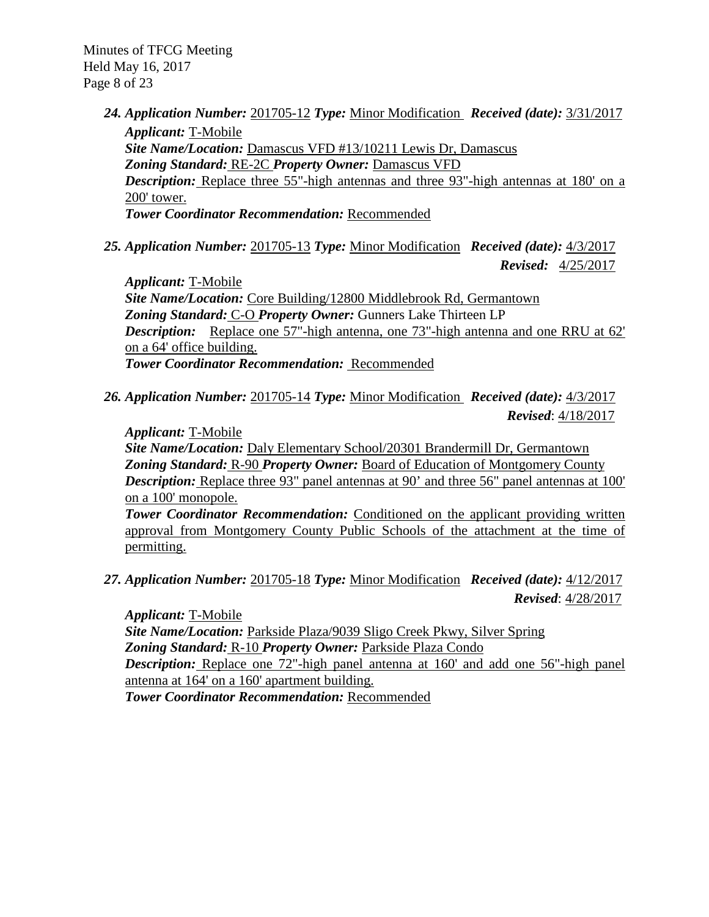**24. *Application Number:*** 201705-12 ***Type:*** Minor Modification ***Received (date):*** 3/31/2017

***Applicant:*** T-Mobile

***Site Name/Location:*** Damascus VFD #13/10211 Lewis Dr, Damascus

***Zoning Standard:*** RE-2C ***Property Owner:*** Damascus VFD

***Description:*** Replace three 55"-high antennas and three 93"-high antennas at 180' on a 200' tower.

***Tower Coordinator Recommendation:*** Recommended

**25. *Application Number:*** 201705-13 ***Type:*** Minor Modification ***Received (date):*** 4/3/2017
***Revised:*** 4/25/2017

***Applicant:*** T-Mobile

***Site Name/Location:*** Core Building/12800 Middlebrook Rd, Germantown

***Zoning Standard:*** C-O ***Property Owner:*** Gunners Lake Thirteen LP

***Description:*** Replace one 57"-high antenna, one 73"-high antenna and one RRU at 62' on a 64' office building.

***Tower Coordinator Recommendation:*** Recommended

**26. *Application Number:*** 201705-14 ***Type:*** Minor Modification ***Received (date):*** 4/3/2017
***Revised***: 4/18/2017

***Applicant:*** T-Mobile

***Site Name/Location:*** Daly Elementary School/20301 Brandermill Dr, Germantown

***Zoning Standard:*** R-90 ***Property Owner:*** Board of Education of Montgomery County

***Description:*** Replace three 93" panel antennas at 90' and three 56" panel antennas at 100' on a 100' monopole.

***Tower Coordinator Recommendation:*** Conditioned on the applicant providing written approval from Montgomery County Public Schools of the attachment at the time of permitting.

**27. *Application Number:*** 201705-18 ***Type:*** Minor Modification ***Received (date):*** 4/12/2017
***Revised***: 4/28/2017

***Applicant:*** T-Mobile

***Site Name/Location:*** Parkside Plaza/9039 Sligo Creek Pkwy, Silver Spring

***Zoning Standard:*** R-10 ***Property Owner:*** Parkside Plaza Condo

***Description:*** Replace one 72"-high panel antenna at 160' and add one 56"-high panel antenna at 164' on a 160' apartment building.

***Tower Coordinator Recommendation:*** Recommended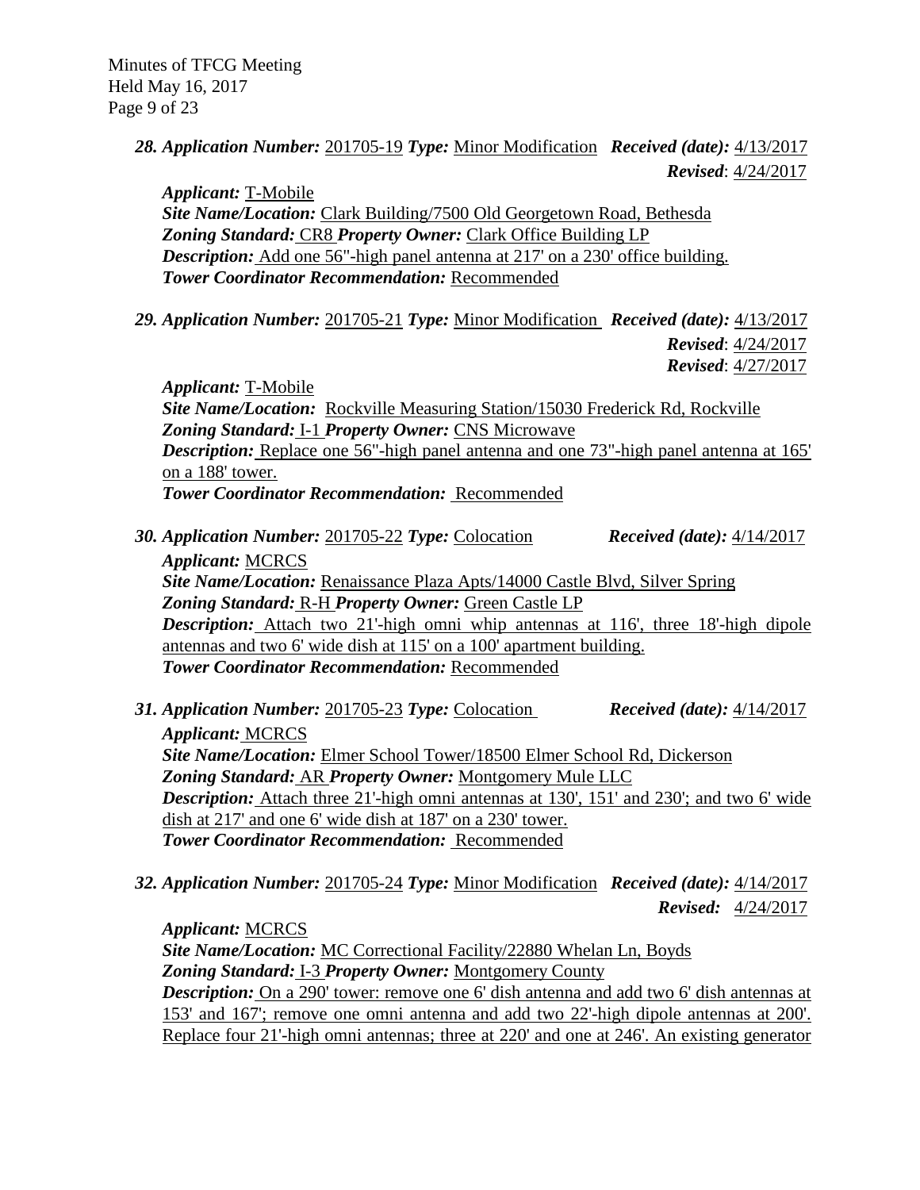**28. Application Number:** 201705-19 ***Type:*** Minor Modification ***Received (date):*** 4/13/2017
***Revised***: 4/24/2017

***Applicant:*** T-Mobile
***Site Name/Location:*** Clark Building/7500 Old Georgetown Road, Bethesda
***Zoning Standard:*** CR8 ***Property Owner:*** Clark Office Building LP
***Description:*** Add one 56"-high panel antenna at 217' on a 230' office building.
***Tower Coordinator Recommendation:*** Recommended

**29. Application Number:** 201705-21 ***Type:*** Minor Modification ***Received (date):*** 4/13/2017
***Revised***: 4/24/2017
***Revised***: 4/27/2017

***Applicant:*** T-Mobile
***Site Name/Location:*** Rockville Measuring Station/15030 Frederick Rd, Rockville
***Zoning Standard:*** I-1 ***Property Owner:*** CNS Microwave
***Description:*** Replace one 56"-high panel antenna and one 73"-high panel antenna at 165' on a 188' tower.
***Tower Coordinator Recommendation:*** Recommended

**30. Application Number:** 201705-22 ***Type:*** Colocation ***Received (date):*** 4/14/2017
***Applicant:*** MCRCS
***Site Name/Location:*** Renaissance Plaza Apts/14000 Castle Blvd, Silver Spring
***Zoning Standard:*** R-H ***Property Owner:*** Green Castle LP
***Description:*** Attach two 21'-high omni whip antennas at 116', three 18'-high dipole antennas and two 6' wide dish at 115' on a 100' apartment building.
***Tower Coordinator Recommendation:*** Recommended

**31. Application Number:** 201705-23 ***Type:*** Colocation ***Received (date):*** 4/14/2017
***Applicant:*** MCRCS
***Site Name/Location:*** Elmer School Tower/18500 Elmer School Rd, Dickerson
***Zoning Standard:*** AR ***Property Owner:*** Montgomery Mule LLC
***Description:*** Attach three 21'-high omni antennas at 130', 151' and 230'; and two 6' wide dish at 217' and one 6' wide dish at 187' on a 230' tower.
***Tower Coordinator Recommendation:*** Recommended

**32. Application Number:** 201705-24 ***Type:*** Minor Modification ***Received (date):*** 4/14/2017
***Revised:*** 4/24/2017

***Applicant:*** MCRCS
***Site Name/Location:*** MC Correctional Facility/22880 Whelan Ln, Boyds
***Zoning Standard:*** I-3 ***Property Owner:*** Montgomery County
***Description:*** On a 290' tower: remove one 6' dish antenna and add two 6' dish antennas at 153' and 167'; remove one omni antenna and add two 22'-high dipole antennas at 200'. Replace four 21'-high omni antennas; three at 220' and one at 246'. An existing generator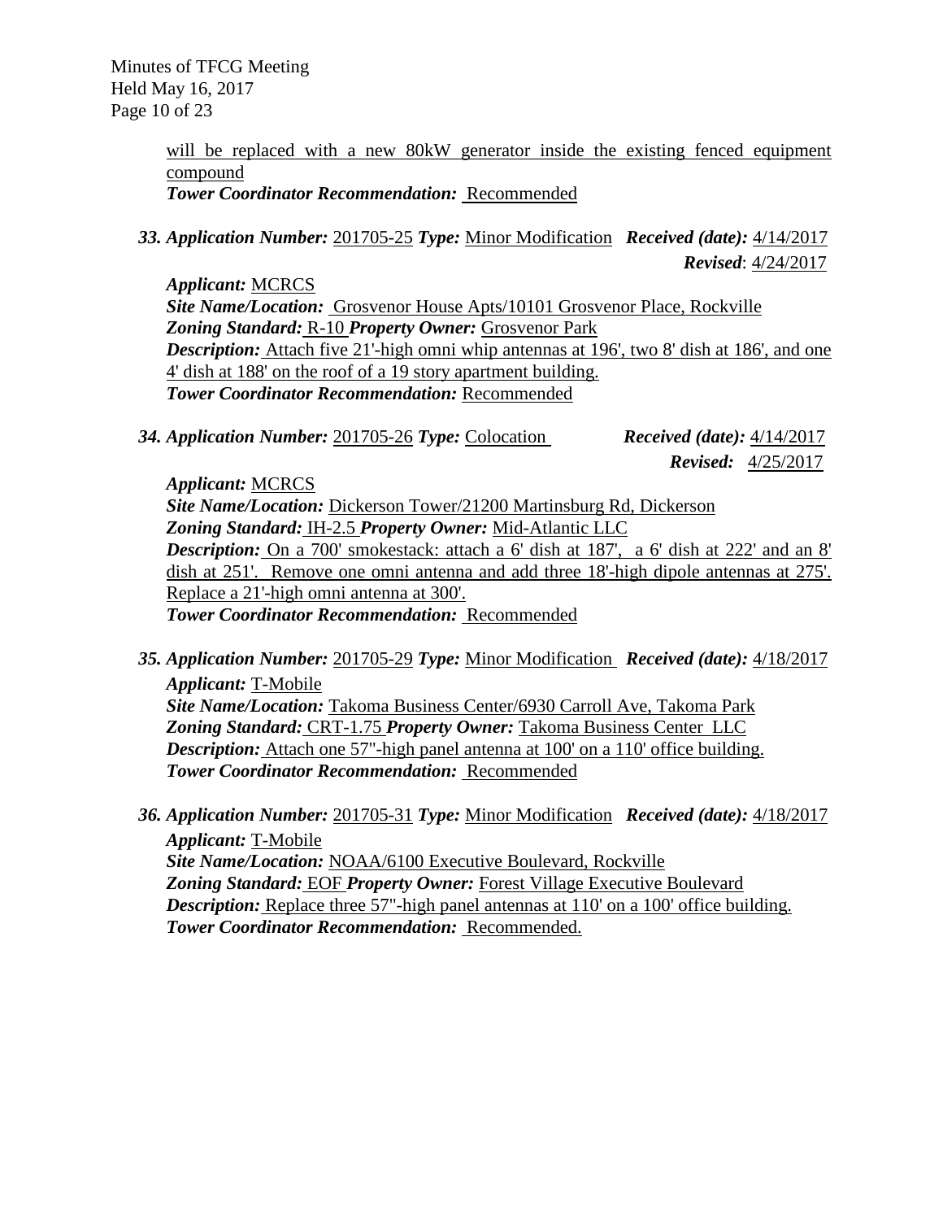will be replaced with a new 80kW generator inside the existing fenced equipment compound

***Tower Coordinator Recommendation:*** Recommended

**33.** ***Application Number:*** 201705-25 ***Type:*** Minor Modification ***Received (date):*** 4/14/2017
***Revised***: 4/24/2017

***Applicant:*** MCRCS
***Site Name/Location:*** Grosvenor House Apts/10101 Grosvenor Place, Rockville
***Zoning Standard:*** R-10 ***Property Owner:*** Grosvenor Park
***Description:*** Attach five 21'-high omni whip antennas at 196', two 8' dish at 186', and one 4' dish at 188' on the roof of a 19 story apartment building.
***Tower Coordinator Recommendation:*** Recommended

**34.** ***Application Number:*** 201705-26 ***Type:*** Colocation ***Received (date):*** 4/14/2017
***Revised:*** 4/25/2017

***Applicant:*** MCRCS
***Site Name/Location:*** Dickerson Tower/21200 Martinsburg Rd, Dickerson
***Zoning Standard:*** IH-2.5 ***Property Owner:*** Mid-Atlantic LLC
***Description:*** On a 700' smokestack: attach a 6' dish at 187', a 6' dish at 222' and an 8' dish at 251'. Remove one omni antenna and add three 18'-high dipole antennas at 275'. Replace a 21'-high omni antenna at 300'.
***Tower Coordinator Recommendation:*** Recommended

**35.** ***Application Number:*** 201705-29 ***Type:*** Minor Modification ***Received (date):*** 4/18/2017
***Applicant:*** T-Mobile
***Site Name/Location:*** Takoma Business Center/6930 Carroll Ave, Takoma Park
***Zoning Standard:*** CRT-1.75 ***Property Owner:*** Takoma Business Center LLC
***Description:*** Attach one 57"-high panel antenna at 100' on a 110' office building.
***Tower Coordinator Recommendation:*** Recommended

**36.** ***Application Number:*** 201705-31 ***Type:*** Minor Modification ***Received (date):*** 4/18/2017
***Applicant:*** T-Mobile
***Site Name/Location:*** NOAA/6100 Executive Boulevard, Rockville
***Zoning Standard:*** EOF ***Property Owner:*** Forest Village Executive Boulevard
***Description:*** Replace three 57"-high panel antennas at 110' on a 100' office building.
***Tower Coordinator Recommendation:*** Recommended.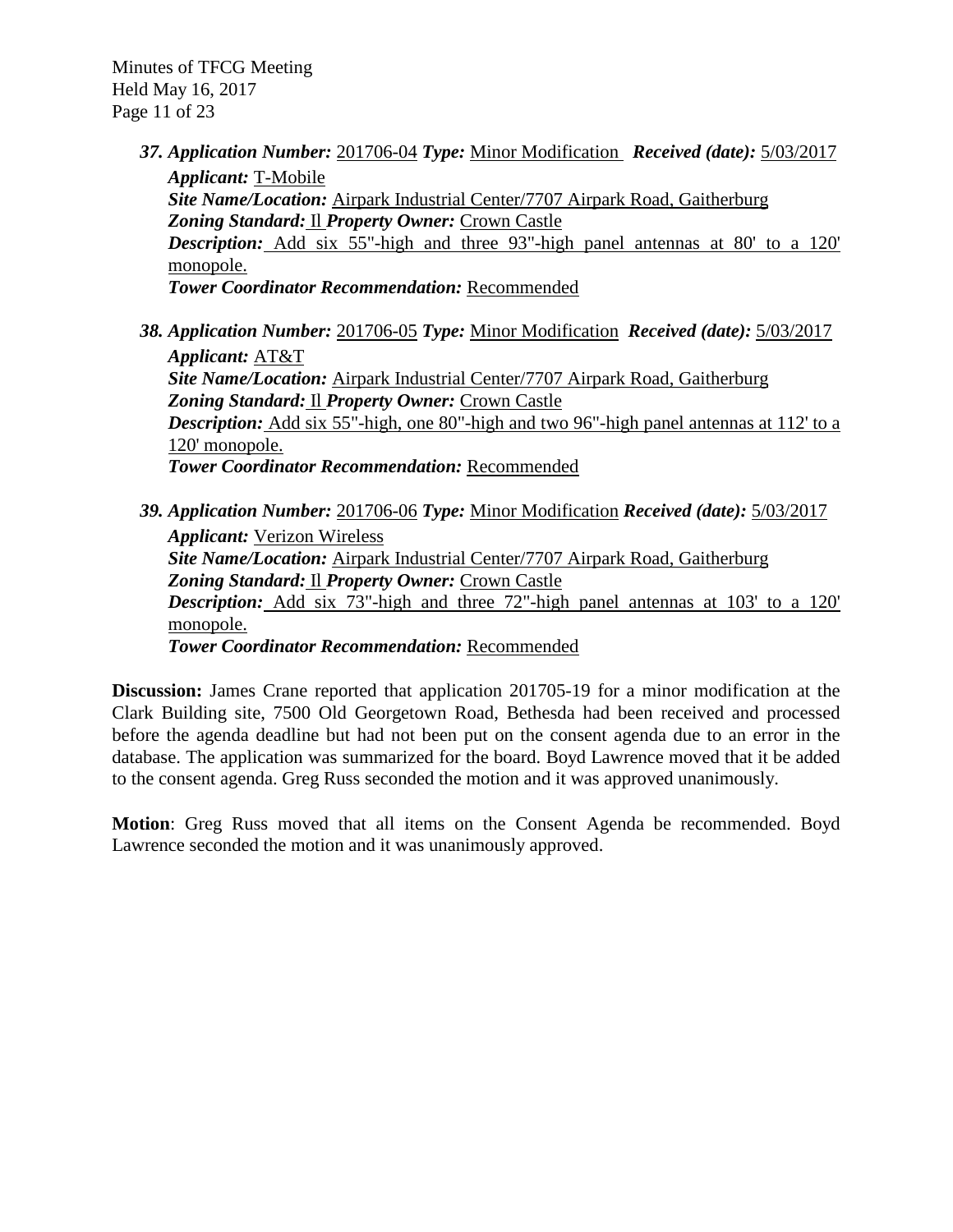37. ***Application Number:*** 201706-04 ***Type:*** Minor Modification ***Received (date):*** 5/03/2017
***Applicant:*** T-Mobile
***Site Name/Location:*** Airpark Industrial Center/7707 Airpark Road, Gaithersburg
***Zoning Standard:*** Il ***Property Owner:*** Crown Castle
***Description:*** Add six 55"-high and three 93"-high panel antennas at 80' to a 120' monopole.
***Tower Coordinator Recommendation:*** Recommended

38. ***Application Number:*** 201706-05 ***Type:*** Minor Modification ***Received (date):*** 5/03/2017
***Applicant:*** AT&T
***Site Name/Location:*** Airpark Industrial Center/7707 Airpark Road, Gaithersburg
***Zoning Standard:*** Il ***Property Owner:*** Crown Castle
***Description:*** Add six 55"-high, one 80"-high and two 96"-high panel antennas at 112' to a 120' monopole.
***Tower Coordinator Recommendation:*** Recommended

39. ***Application Number:*** 201706-06 ***Type:*** Minor Modification ***Received (date):*** 5/03/2017
***Applicant:*** Verizon Wireless
***Site Name/Location:*** Airpark Industrial Center/7707 Airpark Road, Gaithersburg
***Zoning Standard:*** Il ***Property Owner:*** Crown Castle
***Description:*** Add six 73"-high and three 72"-high panel antennas at 103' to a 120' monopole.
***Tower Coordinator Recommendation:*** Recommended

**Discussion:** James Crane reported that application 201705-19 for a minor modification at the Clark Building site, 7500 Old Georgetown Road, Bethesda had been received and processed before the agenda deadline but had not been put on the consent agenda due to an error in the database. The application was summarized for the board. Boyd Lawrence moved that it be added to the consent agenda. Greg Russ seconded the motion and it was approved unanimously.

**Motion**: Greg Russ moved that all items on the Consent Agenda be recommended. Boyd Lawrence seconded the motion and it was unanimously approved.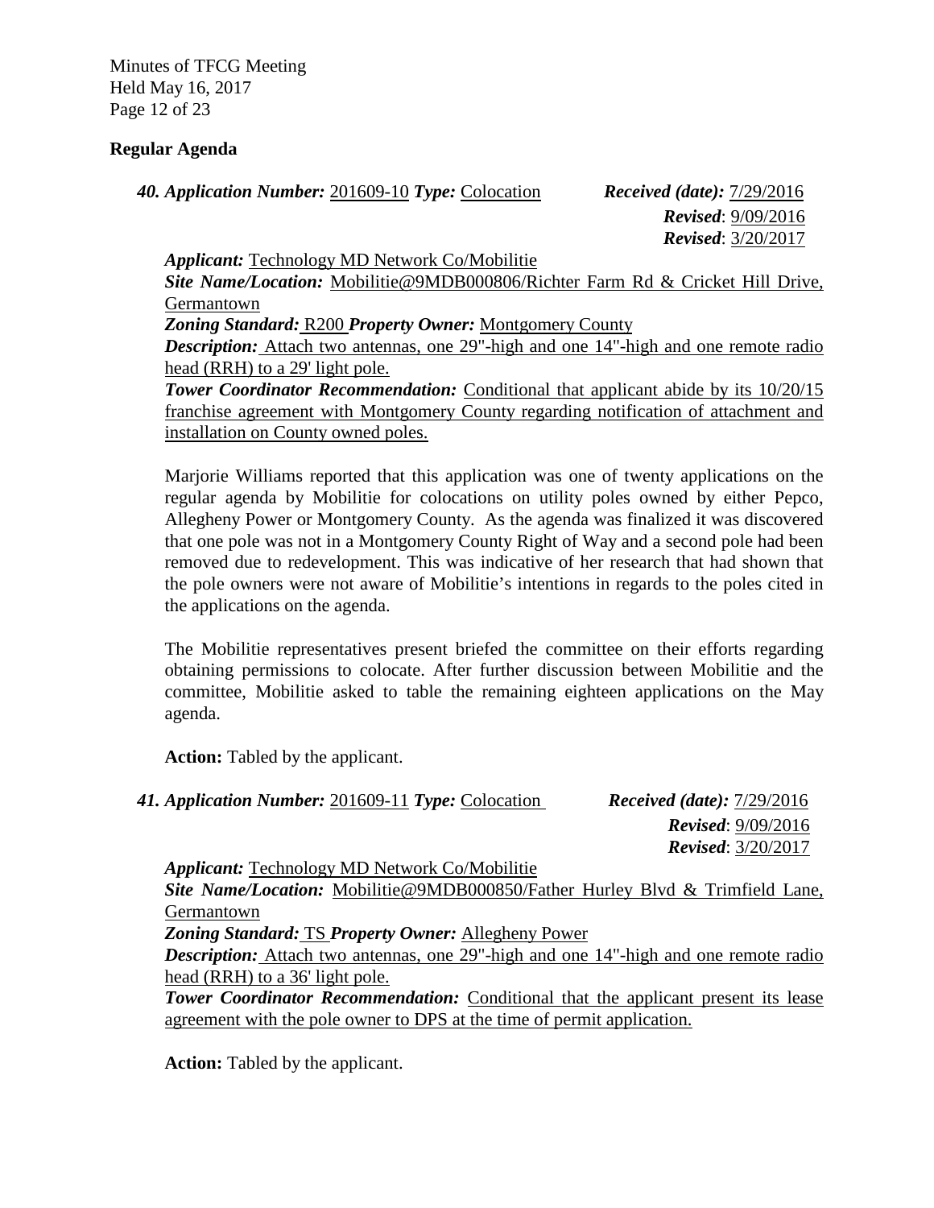## Regular Agenda

**40. *Application Number:*** 201609-10 ***Type:*** Colocation ***Received (date):*** 7/29/2016
***Revised***: 9/09/2016
***Revised***: 3/20/2017

***Applicant:*** Technology MD Network Co/Mobilitie
***Site Name/Location:*** Mobilitie@9MDB000806/Richter Farm Rd & Cricket Hill Drive, Germantown
***Zoning Standard:*** R200 ***Property Owner:*** Montgomery County
***Description:*** Attach two antennas, one 29"-high and one 14"-high and one remote radio head (RRH) to a 29' light pole.
***Tower Coordinator Recommendation:*** Conditional that applicant abide by its 10/20/15 franchise agreement with Montgomery County regarding notification of attachment and installation on County owned poles.

Marjorie Williams reported that this application was one of twenty applications on the regular agenda by Mobilitie for colocations on utility poles owned by either Pepco, Allegheny Power or Montgomery County. As the agenda was finalized it was discovered that one pole was not in a Montgomery County Right of Way and a second pole had been removed due to redevelopment. This was indicative of her research that had shown that the pole owners were not aware of Mobilitie's intentions in regards to the poles cited in the applications on the agenda.

The Mobilitie representatives present briefed the committee on their efforts regarding obtaining permissions to colocate. After further discussion between Mobilitie and the committee, Mobilitie asked to table the remaining eighteen applications on the May agenda.

**Action:** Tabled by the applicant.

**41. *Application Number:*** 201609-11 ***Type:*** Colocation ***Received (date):*** 7/29/2016
***Revised***: 9/09/2016
***Revised***: 3/20/2017

***Applicant:*** Technology MD Network Co/Mobilitie
***Site Name/Location:*** Mobilitie@9MDB000850/Father Hurley Blvd & Trimfield Lane, Germantown
***Zoning Standard:*** TS ***Property Owner:*** Allegheny Power
***Description:*** Attach two antennas, one 29"-high and one 14"-high and one remote radio head (RRH) to a 36' light pole.
***Tower Coordinator Recommendation:*** Conditional that the applicant present its lease agreement with the pole owner to DPS at the time of permit application.

**Action:** Tabled by the applicant.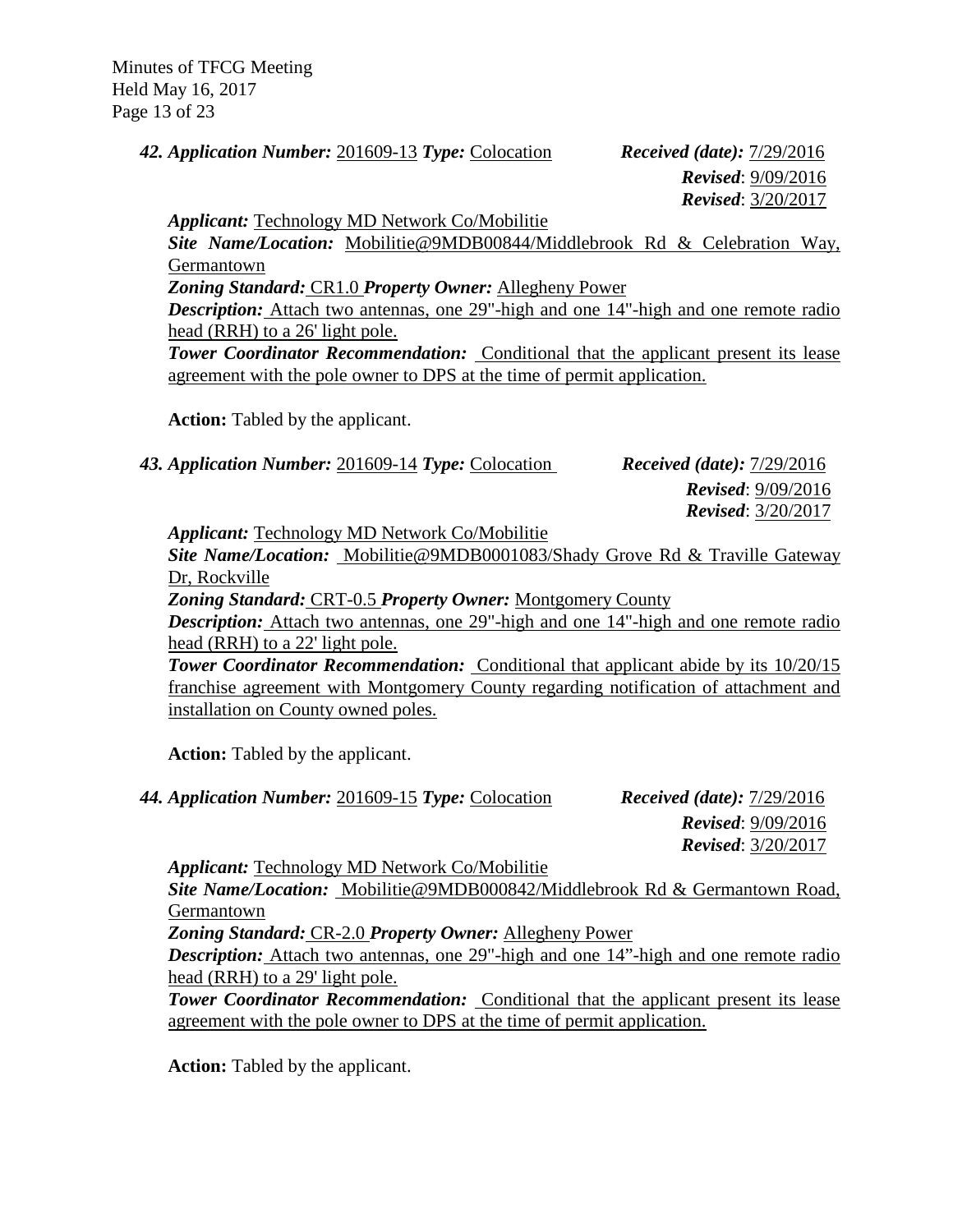***42. Application Number:*** 201609-13 ***Type:*** Colocation ***Received (date):*** 7/29/2016
***Revised***: 9/09/2016
***Revised***: 3/20/2017

***Applicant:*** Technology MD Network Co/Mobilitie
***Site Name/Location:*** Mobilitie@9MDB00844/Middlebrook Rd & Celebration Way, Germantown
***Zoning Standard:*** CR1.0 ***Property Owner:*** Allegheny Power
***Description:*** Attach two antennas, one 29"-high and one 14"-high and one remote radio head (RRH) to a 26' light pole.
***Tower Coordinator Recommendation:*** Conditional that the applicant present its lease agreement with the pole owner to DPS at the time of permit application.

**Action:** Tabled by the applicant.

***43. Application Number:*** 201609-14 ***Type:*** Colocation ***Received (date):*** 7/29/2016
***Revised***: 9/09/2016
***Revised***: 3/20/2017

***Applicant:*** Technology MD Network Co/Mobilitie
***Site Name/Location:*** Mobilitie@9MDB0001083/Shady Grove Rd & Traville Gateway Dr, Rockville
***Zoning Standard:*** CRT-0.5 ***Property Owner:*** Montgomery County
***Description:*** Attach two antennas, one 29"-high and one 14"-high and one remote radio head (RRH) to a 22' light pole.
***Tower Coordinator Recommendation:*** Conditional that applicant abide by its 10/20/15 franchise agreement with Montgomery County regarding notification of attachment and installation on County owned poles.

**Action:** Tabled by the applicant.

***44. Application Number:*** 201609-15 ***Type:*** Colocation ***Received (date):*** 7/29/2016
***Revised***: 9/09/2016
***Revised***: 3/20/2017

***Applicant:*** Technology MD Network Co/Mobilitie
***Site Name/Location:*** Mobilitie@9MDB000842/Middlebrook Rd & Germantown Road, Germantown
***Zoning Standard:*** CR-2.0 ***Property Owner:*** Allegheny Power
***Description:*** Attach two antennas, one 29"-high and one 14"-high and one remote radio head (RRH) to a 29' light pole.
***Tower Coordinator Recommendation:*** Conditional that the applicant present its lease agreement with the pole owner to DPS at the time of permit application.

**Action:** Tabled by the applicant.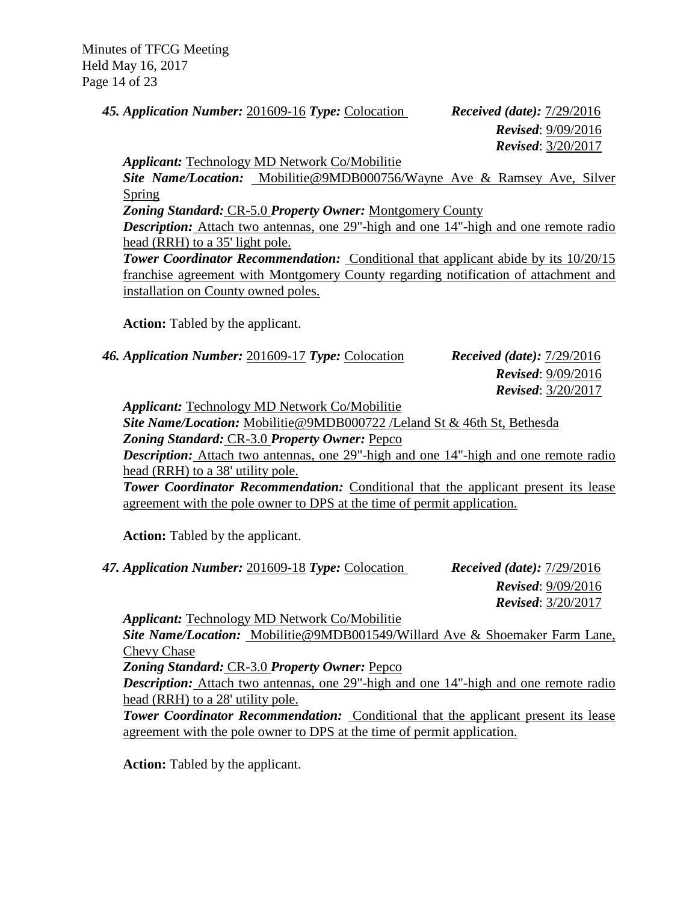**45. Application Number:** 201609-16 **Type:** Colocation **Received (date):** 7/29/2016
**Revised**: 9/09/2016
**Revised**: 3/20/2017

**Applicant:** Technology MD Network Co/Mobilitie
**Site Name/Location:** Mobilitie@9MDB000756/Wayne Ave & Ramsey Ave, Silver Spring
**Zoning Standard:** CR-5.0 **Property Owner:** Montgomery County
**Description:** Attach two antennas, one 29"-high and one 14"-high and one remote radio head (RRH) to a 35' light pole.
**Tower Coordinator Recommendation:** Conditional that applicant abide by its 10/20/15 franchise agreement with Montgomery County regarding notification of attachment and installation on County owned poles.

**Action:** Tabled by the applicant.

**46. Application Number:** 201609-17 **Type:** Colocation **Received (date):** 7/29/2016
**Revised**: 9/09/2016
**Revised**: 3/20/2017

**Applicant:** Technology MD Network Co/Mobilitie
**Site Name/Location:** Mobilitie@9MDB000722 /Leland St & 46th St, Bethesda
**Zoning Standard:** CR-3.0 **Property Owner:** Pepco
**Description:** Attach two antennas, one 29"-high and one 14"-high and one remote radio head (RRH) to a 38' utility pole.
**Tower Coordinator Recommendation:** Conditional that the applicant present its lease agreement with the pole owner to DPS at the time of permit application.

**Action:** Tabled by the applicant.

**47. Application Number:** 201609-18 **Type:** Colocation **Received (date):** 7/29/2016
**Revised**: 9/09/2016
**Revised**: 3/20/2017

**Applicant:** Technology MD Network Co/Mobilitie
**Site Name/Location:** Mobilitie@9MDB001549/Willard Ave & Shoemaker Farm Lane, Chevy Chase
**Zoning Standard:** CR-3.0 **Property Owner:** Pepco
**Description:** Attach two antennas, one 29"-high and one 14"-high and one remote radio head (RRH) to a 28' utility pole.
**Tower Coordinator Recommendation:** Conditional that the applicant present its lease agreement with the pole owner to DPS at the time of permit application.

**Action:** Tabled by the applicant.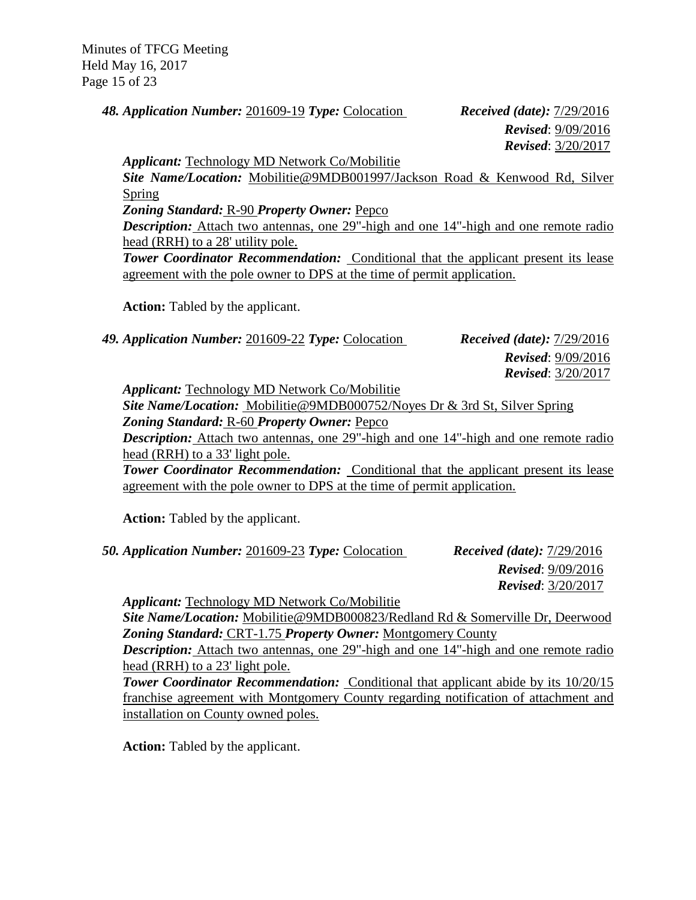***48. Application Number:*** 201609-19 ***Type:*** Colocation ***Received (date):*** 7/29/2016
***Revised***: 9/09/2016
***Revised***: 3/20/2017

***Applicant:*** Technology MD Network Co/Mobilitie
***Site Name/Location:*** Mobilitie@9MDB001997/Jackson Road & Kenwood Rd, Silver Spring
***Zoning Standard:*** R-90 ***Property Owner:*** Pepco
***Description:*** Attach two antennas, one 29"-high and one 14"-high and one remote radio head (RRH) to a 28' utility pole.
***Tower Coordinator Recommendation:*** Conditional that the applicant present its lease agreement with the pole owner to DPS at the time of permit application.

**Action:** Tabled by the applicant.

***49. Application Number:*** 201609-22 ***Type:*** Colocation ***Received (date):*** 7/29/2016
***Revised***: 9/09/2016
***Revised***: 3/20/2017

***Applicant:*** Technology MD Network Co/Mobilitie
***Site Name/Location:*** Mobilitie@9MDB000752/Noyes Dr & 3rd St, Silver Spring
***Zoning Standard:*** R-60 ***Property Owner:*** Pepco
***Description:*** Attach two antennas, one 29"-high and one 14"-high and one remote radio head (RRH) to a 33' light pole.
***Tower Coordinator Recommendation:*** Conditional that the applicant present its lease agreement with the pole owner to DPS at the time of permit application.

**Action:** Tabled by the applicant.

***50. Application Number:*** 201609-23 ***Type:*** Colocation ***Received (date):*** 7/29/2016
***Revised***: 9/09/2016
***Revised***: 3/20/2017

***Applicant:*** Technology MD Network Co/Mobilitie
***Site Name/Location:*** Mobilitie@9MDB000823/Redland Rd & Somerville Dr, Deerwood
***Zoning Standard:*** CRT-1.75 ***Property Owner:*** Montgomery County
***Description:*** Attach two antennas, one 29"-high and one 14"-high and one remote radio head (RRH) to a 23' light pole.
***Tower Coordinator Recommendation:*** Conditional that applicant abide by its 10/20/15 franchise agreement with Montgomery County regarding notification of attachment and installation on County owned poles.

**Action:** Tabled by the applicant.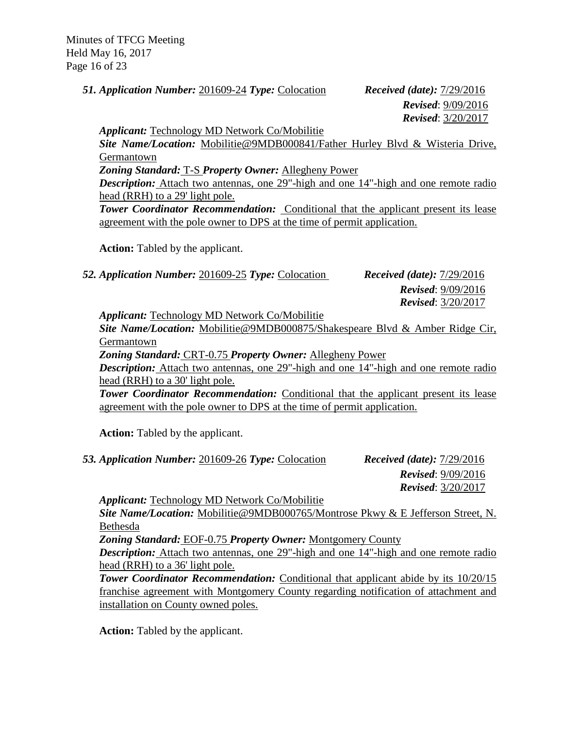***51. Application Number:*** 201609-24 ***Type:*** Colocation ***Received (date):*** 7/29/2016
***Revised***: 9/09/2016
***Revised***: 3/20/2017

***Applicant:*** Technology MD Network Co/Mobilitie
***Site Name/Location:*** Mobilitie@9MDB000841/Father Hurley Blvd & Wisteria Drive, Germantown
***Zoning Standard:*** T-S ***Property Owner:*** Allegheny Power
***Description:*** Attach two antennas, one 29"-high and one 14"-high and one remote radio head (RRH) to a 29' light pole.
***Tower Coordinator Recommendation:*** Conditional that the applicant present its lease agreement with the pole owner to DPS at the time of permit application.

**Action:** Tabled by the applicant.

***52. Application Number:*** 201609-25 ***Type:*** Colocation ***Received (date):*** 7/29/2016
***Revised***: 9/09/2016
***Revised***: 3/20/2017

***Applicant:*** Technology MD Network Co/Mobilitie
***Site Name/Location:*** Mobilitie@9MDB000875/Shakespeare Blvd & Amber Ridge Cir, Germantown
***Zoning Standard:*** CRT-0.75 ***Property Owner:*** Allegheny Power
***Description:*** Attach two antennas, one 29"-high and one 14"-high and one remote radio head (RRH) to a 30' light pole.
***Tower Coordinator Recommendation:*** Conditional that the applicant present its lease agreement with the pole owner to DPS at the time of permit application.

**Action:** Tabled by the applicant.

***53. Application Number:*** 201609-26 ***Type:*** Colocation ***Received (date):*** 7/29/2016
***Revised***: 9/09/2016
***Revised***: 3/20/2017

***Applicant:*** Technology MD Network Co/Mobilitie
***Site Name/Location:*** Mobilitie@9MDB000765/Montrose Pkwy & E Jefferson Street, N. Bethesda
***Zoning Standard:*** EOF-0.75 ***Property Owner:*** Montgomery County
***Description:*** Attach two antennas, one 29"-high and one 14"-high and one remote radio head (RRH) to a 36' light pole.
***Tower Coordinator Recommendation:*** Conditional that applicant abide by its 10/20/15 franchise agreement with Montgomery County regarding notification of attachment and installation on County owned poles.

**Action:** Tabled by the applicant.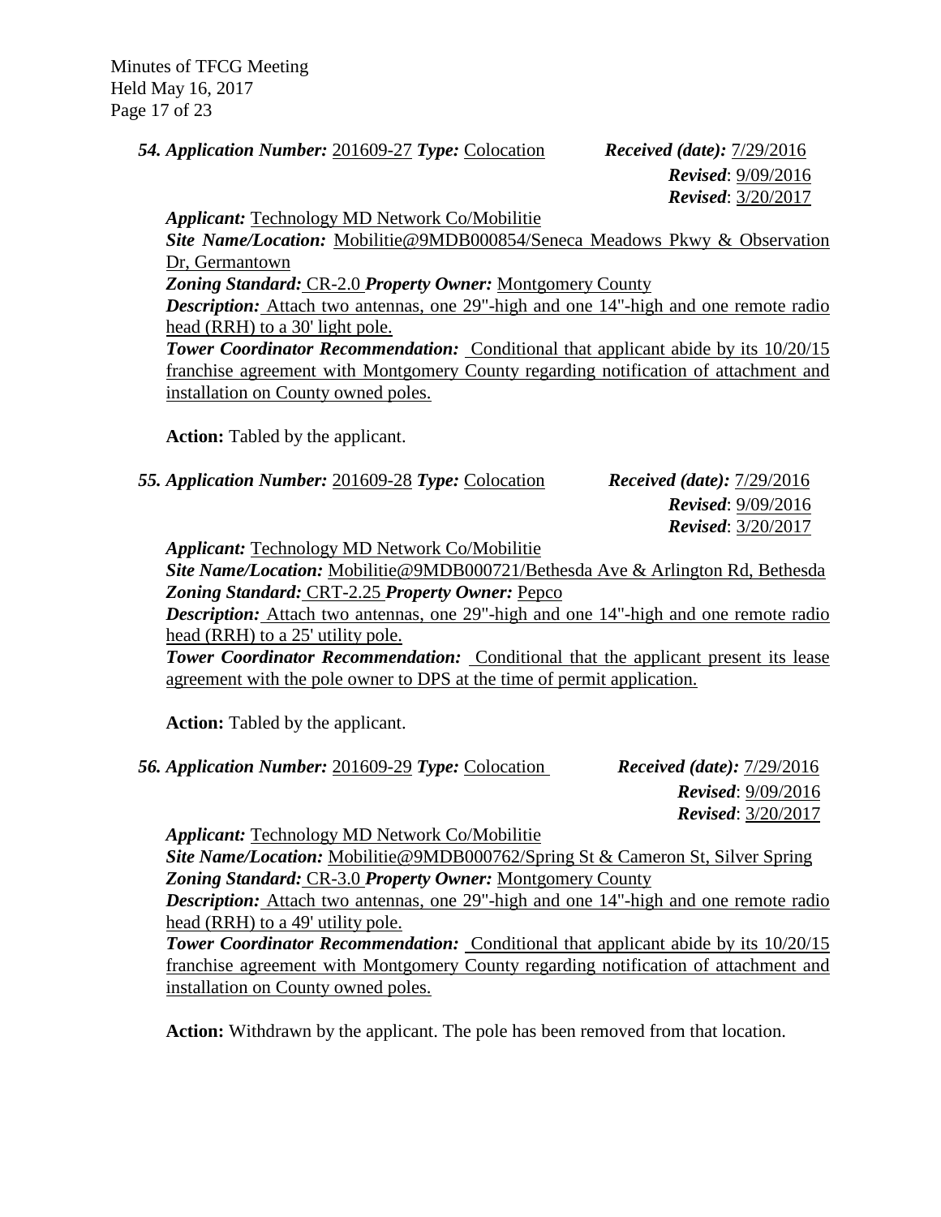***54. Application Number:*** 201609-27 ***Type:*** Colocation ***Received (date):*** 7/29/2016
***Revised***: 9/09/2016
***Revised***: 3/20/2017

***Applicant:*** Technology MD Network Co/Mobilitie
***Site Name/Location:*** Mobilitie@9MDB000854/Seneca Meadows Pkwy & Observation Dr, Germantown
***Zoning Standard:*** CR-2.0 ***Property Owner:*** Montgomery County
***Description:*** Attach two antennas, one 29"-high and one 14"-high and one remote radio head (RRH) to a 30' light pole.
***Tower Coordinator Recommendation:*** Conditional that applicant abide by its 10/20/15 franchise agreement with Montgomery County regarding notification of attachment and installation on County owned poles.

**Action:** Tabled by the applicant.

***55. Application Number:*** 201609-28 ***Type:*** Colocation ***Received (date):*** 7/29/2016
***Revised***: 9/09/2016
***Revised***: 3/20/2017

***Applicant:*** Technology MD Network Co/Mobilitie
***Site Name/Location:*** Mobilitie@9MDB000721/Bethesda Ave & Arlington Rd, Bethesda
***Zoning Standard:*** CRT-2.25 ***Property Owner:*** Pepco
***Description:*** Attach two antennas, one 29"-high and one 14"-high and one remote radio head (RRH) to a 25' utility pole.
***Tower Coordinator Recommendation:*** Conditional that the applicant present its lease agreement with the pole owner to DPS at the time of permit application.

**Action:** Tabled by the applicant.

***56. Application Number:*** 201609-29 ***Type:*** Colocation ***Received (date):*** 7/29/2016
***Revised***: 9/09/2016
***Revised***: 3/20/2017

***Applicant:*** Technology MD Network Co/Mobilitie
***Site Name/Location:*** Mobilitie@9MDB000762/Spring St & Cameron St, Silver Spring
***Zoning Standard:*** CR-3.0 ***Property Owner:*** Montgomery County
***Description:*** Attach two antennas, one 29"-high and one 14"-high and one remote radio head (RRH) to a 49' utility pole.
***Tower Coordinator Recommendation:*** Conditional that applicant abide by its 10/20/15 franchise agreement with Montgomery County regarding notification of attachment and installation on County owned poles.

**Action:** Withdrawn by the applicant. The pole has been removed from that location.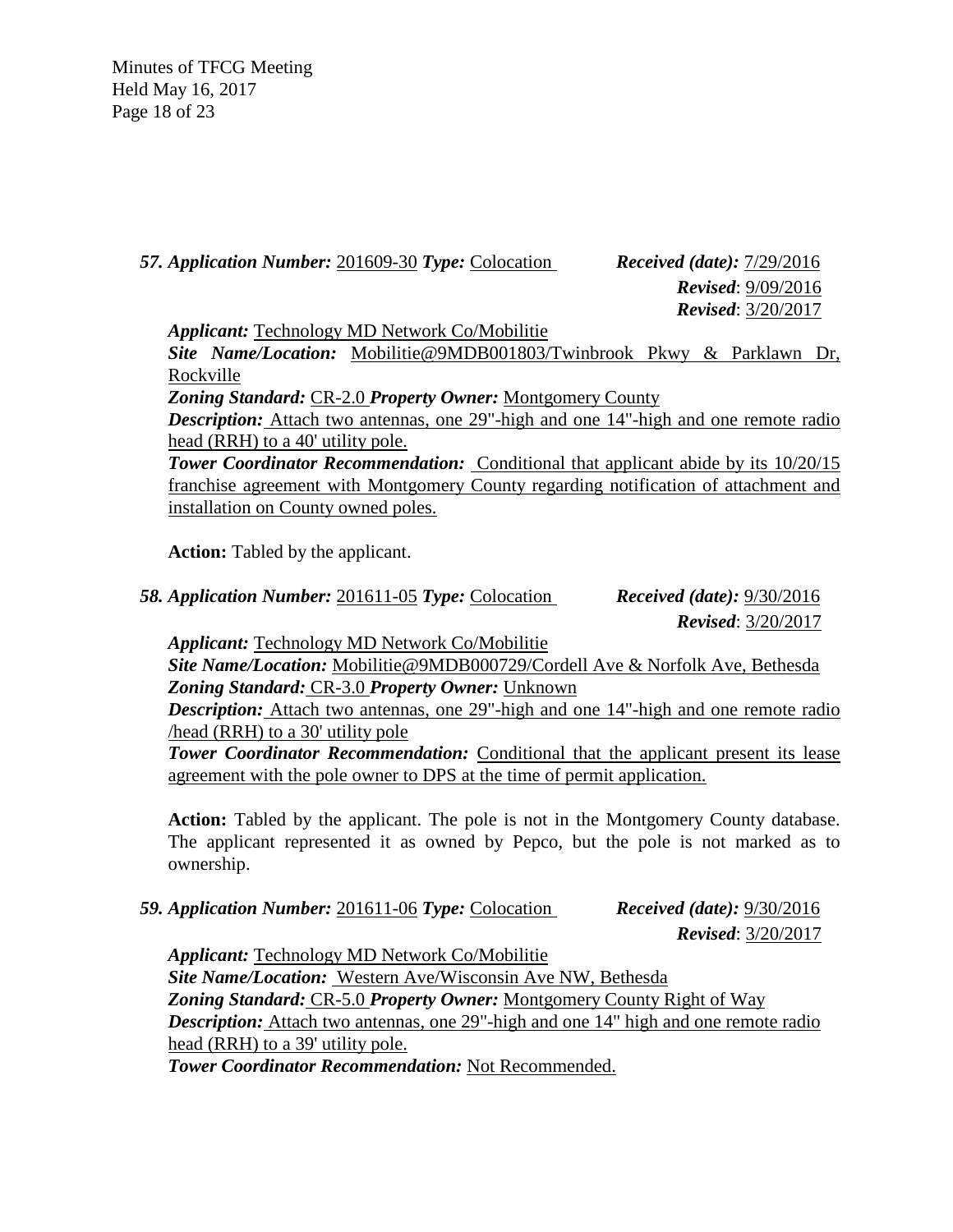***57. Application Number:*** 201609-30 ***Type:*** Colocation ***Received (date):*** 7/29/2016
***Revised***: 9/09/2016
***Revised***: 3/20/2017

***Applicant:*** Technology MD Network Co/Mobilitie
***Site Name/Location:*** Mobilitie@9MDB001803/Twinbrook Pkwy & Parklawn Dr, Rockville
***Zoning Standard:*** CR-2.0 ***Property Owner:*** Montgomery County
***Description:*** Attach two antennas, one 29"-high and one 14"-high and one remote radio head (RRH) to a 40' utility pole.
***Tower Coordinator Recommendation:*** Conditional that applicant abide by its 10/20/15 franchise agreement with Montgomery County regarding notification of attachment and installation on County owned poles.

**Action:** Tabled by the applicant.

***58. Application Number:*** 201611-05 ***Type:*** Colocation ***Received (date):*** 9/30/2016
***Revised***: 3/20/2017

***Applicant:*** Technology MD Network Co/Mobilitie
***Site Name/Location:*** Mobilitie@9MDB000729/Cordell Ave & Norfolk Ave, Bethesda
***Zoning Standard:*** CR-3.0 ***Property Owner:*** Unknown
***Description:*** Attach two antennas, one 29"-high and one 14"-high and one remote radio /head (RRH) to a 30' utility pole
***Tower Coordinator Recommendation:*** Conditional that the applicant present its lease agreement with the pole owner to DPS at the time of permit application.

**Action:** Tabled by the applicant. The pole is not in the Montgomery County database. The applicant represented it as owned by Pepco, but the pole is not marked as to ownership.

***59. Application Number:*** 201611-06 ***Type:*** Colocation ***Received (date):*** 9/30/2016
***Revised***: 3/20/2017

***Applicant:*** Technology MD Network Co/Mobilitie
***Site Name/Location:*** Western Ave/Wisconsin Ave NW, Bethesda
***Zoning Standard:*** CR-5.0 ***Property Owner:*** Montgomery County Right of Way
***Description:*** Attach two antennas, one 29"-high and one 14" high and one remote radio head (RRH) to a 39' utility pole.
***Tower Coordinator Recommendation:*** Not Recommended.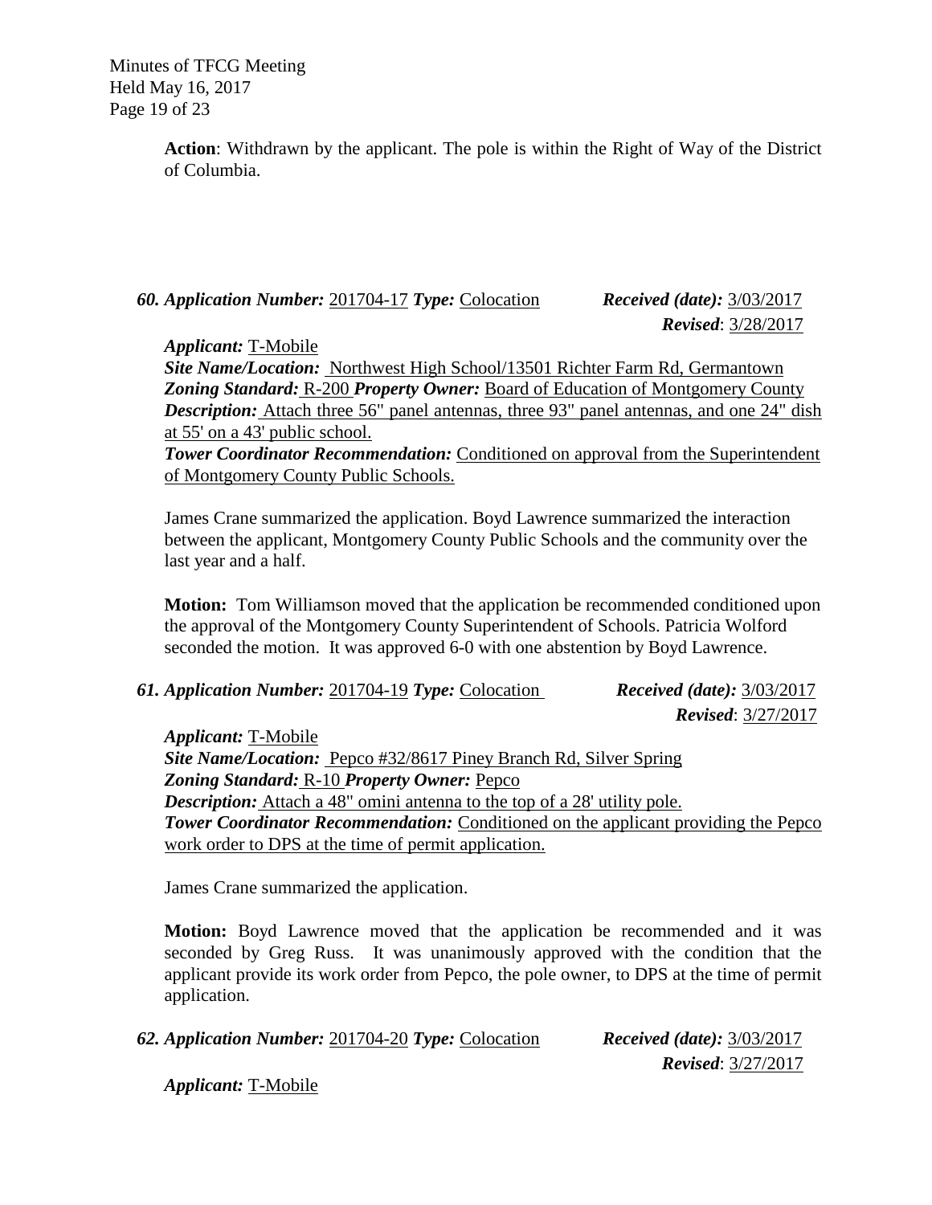**Action**: Withdrawn by the applicant. The pole is within the Right of Way of the District of Columbia.

***60. Application Number:*** 201704-17 ***Type:*** Colocation ***Received (date):*** 3/03/2017
***Revised***: 3/28/2017

***Applicant:*** T-Mobile
***Site Name/Location:*** Northwest High School/13501 Richter Farm Rd, Germantown
***Zoning Standard:*** R-200 ***Property Owner:*** Board of Education of Montgomery County
***Description:*** Attach three 56" panel antennas, three 93" panel antennas, and one 24" dish at 55' on a 43' public school.
***Tower Coordinator Recommendation:*** Conditioned on approval from the Superintendent of Montgomery County Public Schools.

James Crane summarized the application. Boyd Lawrence summarized the interaction between the applicant, Montgomery County Public Schools and the community over the last year and a half.

**Motion:** Tom Williamson moved that the application be recommended conditioned upon the approval of the Montgomery County Superintendent of Schools. Patricia Wolford seconded the motion. It was approved 6-0 with one abstention by Boyd Lawrence.

***61. Application Number:*** 201704-19 ***Type:*** Colocation ***Received (date):*** 3/03/2017
***Revised***: 3/27/2017

***Applicant:*** T-Mobile
***Site Name/Location:*** Pepco #32/8617 Piney Branch Rd, Silver Spring
***Zoning Standard:*** R-10 ***Property Owner:*** Pepco
***Description:*** Attach a 48" omini antenna to the top of a 28' utility pole.
***Tower Coordinator Recommendation:*** Conditioned on the applicant providing the Pepco work order to DPS at the time of permit application.

James Crane summarized the application.

**Motion:** Boyd Lawrence moved that the application be recommended and it was seconded by Greg Russ. It was unanimously approved with the condition that the applicant provide its work order from Pepco, the pole owner, to DPS at the time of permit application.

***62. Application Number:*** 201704-20 ***Type:*** Colocation ***Received (date):*** 3/03/2017
***Revised***: 3/27/2017

***Applicant:*** T-Mobile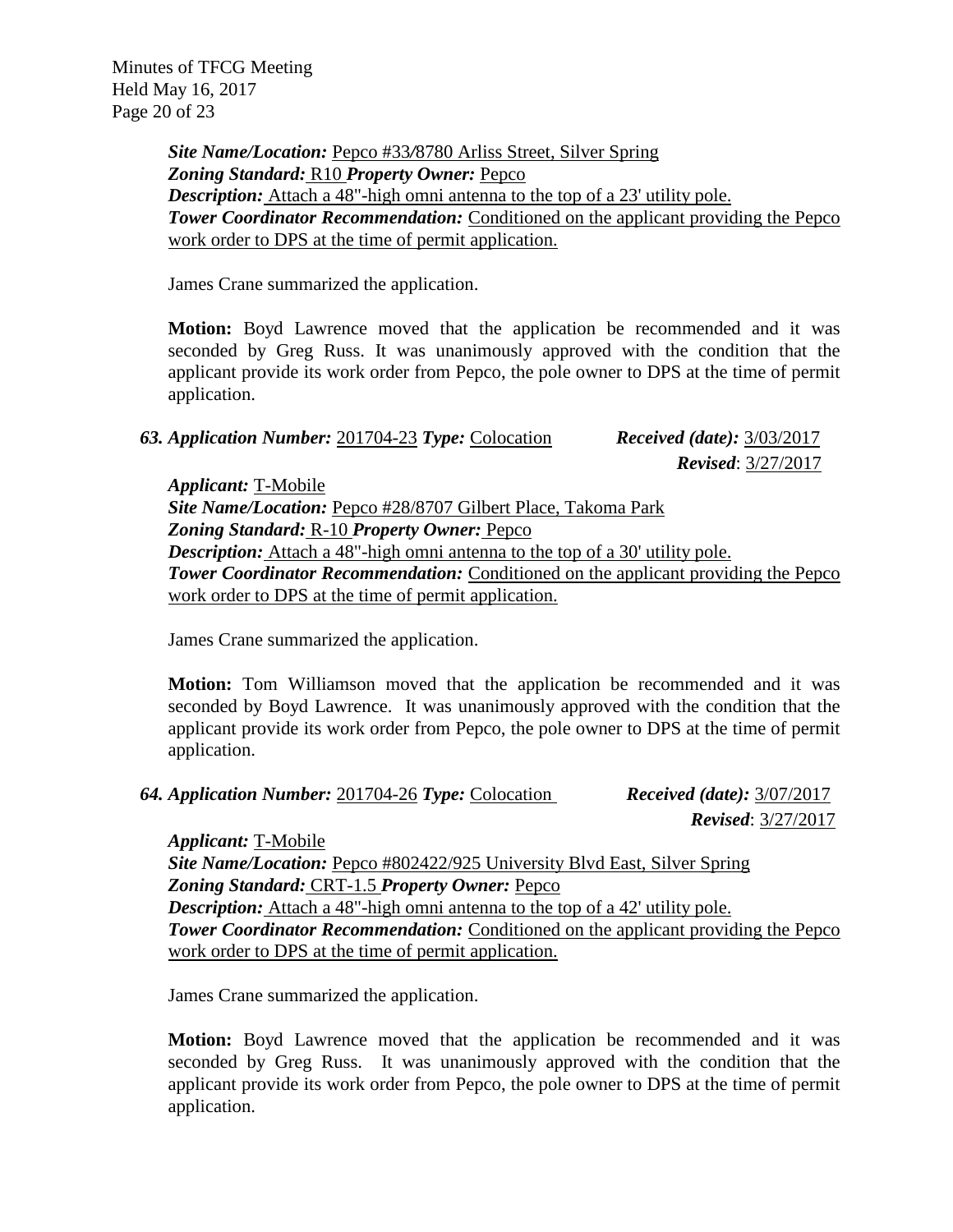***Site Name/Location:*** Pepco #33/8780 Arliss Street, Silver Spring
***Zoning Standard:*** R10 ***Property Owner:*** Pepco
***Description:*** Attach a 48"-high omni antenna to the top of a 23' utility pole.
***Tower Coordinator Recommendation:*** Conditioned on the applicant providing the Pepco work order to DPS at the time of permit application.

James Crane summarized the application.

**Motion:** Boyd Lawrence moved that the application be recommended and it was seconded by Greg Russ. It was unanimously approved with the condition that the applicant provide its work order from Pepco, the pole owner to DPS at the time of permit application.

***63. Application Number:*** 201704-23 ***Type:*** Colocation ***Received (date):*** 3/03/2017
***Revised***: 3/27/2017
***Applicant:*** T-Mobile
***Site Name/Location:*** Pepco #28/8707 Gilbert Place, Takoma Park
***Zoning Standard:*** R-10 ***Property Owner:*** Pepco
***Description:*** Attach a 48"-high omni antenna to the top of a 30' utility pole.
***Tower Coordinator Recommendation:*** Conditioned on the applicant providing the Pepco work order to DPS at the time of permit application.

James Crane summarized the application.

**Motion:** Tom Williamson moved that the application be recommended and it was seconded by Boyd Lawrence. It was unanimously approved with the condition that the applicant provide its work order from Pepco, the pole owner to DPS at the time of permit application.

***64. Application Number:*** 201704-26 ***Type:*** Colocation ***Received (date):*** 3/07/2017
***Revised***: 3/27/2017
***Applicant:*** T-Mobile
***Site Name/Location:*** Pepco #802422/925 University Blvd East, Silver Spring
***Zoning Standard:*** CRT-1.5 ***Property Owner:*** Pepco
***Description:*** Attach a 48"-high omni antenna to the top of a 42' utility pole.
***Tower Coordinator Recommendation:*** Conditioned on the applicant providing the Pepco work order to DPS at the time of permit application.

James Crane summarized the application.

**Motion:** Boyd Lawrence moved that the application be recommended and it was seconded by Greg Russ. It was unanimously approved with the condition that the applicant provide its work order from Pepco, the pole owner to DPS at the time of permit application.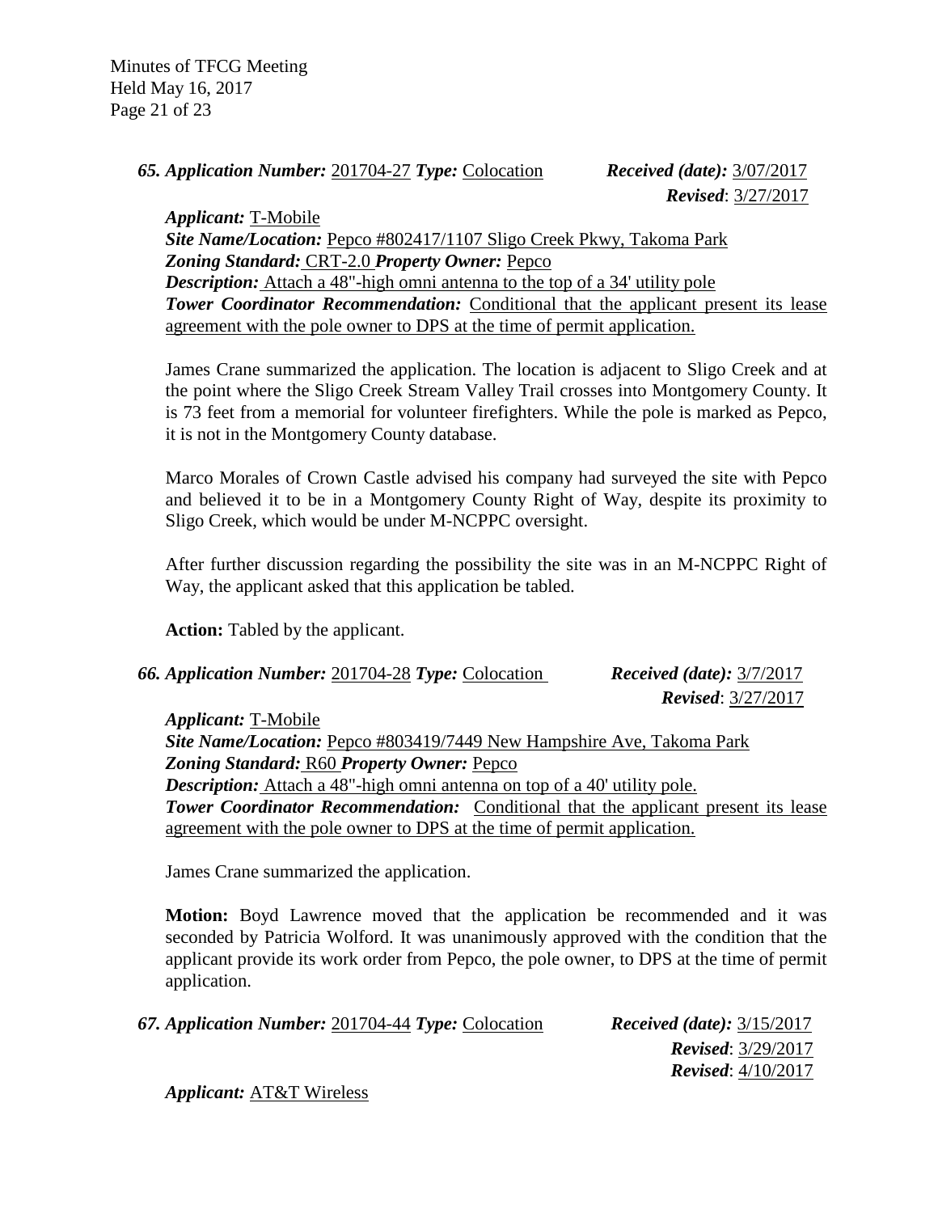***65. Application Number:*** 201704-27 ***Type:*** Colocation ***Received (date):*** 3/07/2017
***Revised***: 3/27/2017

***Applicant:*** T-Mobile
***Site Name/Location:*** Pepco #802417/1107 Sligo Creek Pkwy, Takoma Park
***Zoning Standard:*** CRT-2.0 ***Property Owner:*** Pepco
***Description:*** Attach a 48"-high omni antenna to the top of a 34' utility pole
***Tower Coordinator Recommendation:*** Conditional that the applicant present its lease agreement with the pole owner to DPS at the time of permit application.

James Crane summarized the application. The location is adjacent to Sligo Creek and at the point where the Sligo Creek Stream Valley Trail crosses into Montgomery County. It is 73 feet from a memorial for volunteer firefighters. While the pole is marked as Pepco, it is not in the Montgomery County database.

Marco Morales of Crown Castle advised his company had surveyed the site with Pepco and believed it to be in a Montgomery County Right of Way, despite its proximity to Sligo Creek, which would be under M-NCPPC oversight.

After further discussion regarding the possibility the site was in an M-NCPPC Right of Way, the applicant asked that this application be tabled.

**Action:** Tabled by the applicant.

***66. Application Number:*** 201704-28 ***Type:*** Colocation ***Received (date):*** 3/7/2017
***Revised***: 3/27/2017

***Applicant:*** T-Mobile
***Site Name/Location:*** Pepco #803419/7449 New Hampshire Ave, Takoma Park
***Zoning Standard:*** R60 ***Property Owner:*** Pepco
***Description:*** Attach a 48"-high omni antenna on top of a 40' utility pole.
***Tower Coordinator Recommendation:*** Conditional that the applicant present its lease agreement with the pole owner to DPS at the time of permit application.

James Crane summarized the application.

**Motion:** Boyd Lawrence moved that the application be recommended and it was seconded by Patricia Wolford. It was unanimously approved with the condition that the applicant provide its work order from Pepco, the pole owner, to DPS at the time of permit application.

***67. Application Number:*** 201704-44 ***Type:*** Colocation ***Received (date):*** 3/15/2017
***Revised***: 3/29/2017
***Revised***: 4/10/2017

***Applicant:*** AT&T Wireless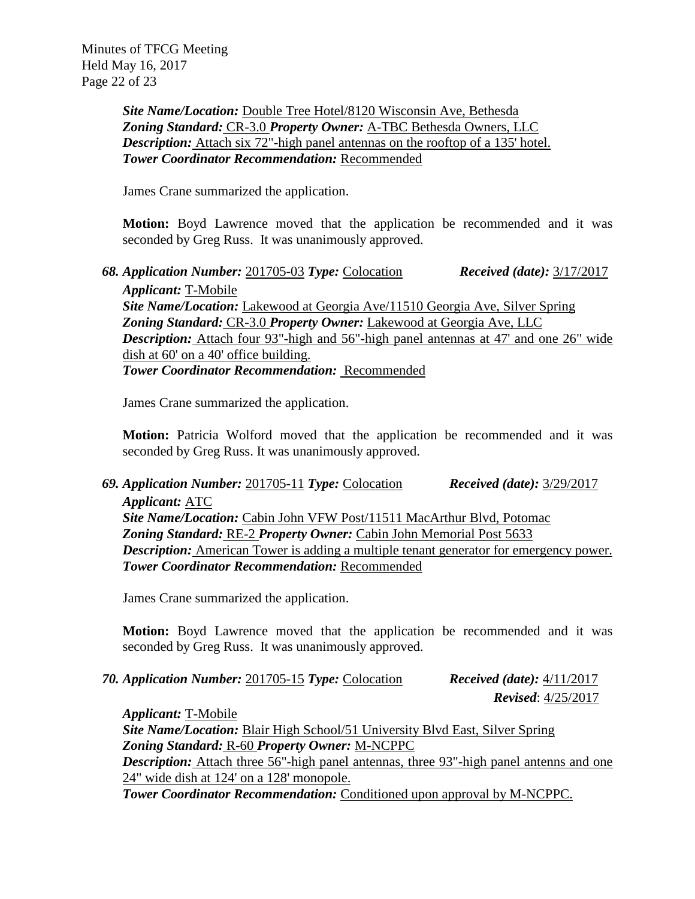***Site Name/Location:*** Double Tree Hotel/8120 Wisconsin Ave, Bethesda
***Zoning Standard:*** CR-3.0 ***Property Owner:*** A-TBC Bethesda Owners, LLC
***Description:*** Attach six 72"-high panel antennas on the rooftop of a 135' hotel.
***Tower Coordinator Recommendation:*** Recommended

James Crane summarized the application.

**Motion:** Boyd Lawrence moved that the application be recommended and it was seconded by Greg Russ. It was unanimously approved.

***68. Application Number:*** 201705-03 ***Type:*** Colocation ***Received (date):*** 3/17/2017
***Applicant:*** T-Mobile
***Site Name/Location:*** Lakewood at Georgia Ave/11510 Georgia Ave, Silver Spring
***Zoning Standard:*** CR-3.0 ***Property Owner:*** Lakewood at Georgia Ave, LLC
***Description:*** Attach four 93"-high and 56"-high panel antennas at 47' and one 26" wide dish at 60' on a 40' office building.
***Tower Coordinator Recommendation:*** Recommended

James Crane summarized the application.

**Motion:** Patricia Wolford moved that the application be recommended and it was seconded by Greg Russ. It was unanimously approved.

***69. Application Number:*** 201705-11 ***Type:*** Colocation ***Received (date):*** 3/29/2017
***Applicant:*** ATC
***Site Name/Location:*** Cabin John VFW Post/11511 MacArthur Blvd, Potomac
***Zoning Standard:*** RE-2 ***Property Owner:*** Cabin John Memorial Post 5633
***Description:*** American Tower is adding a multiple tenant generator for emergency power.
***Tower Coordinator Recommendation:*** Recommended

James Crane summarized the application.

**Motion:** Boyd Lawrence moved that the application be recommended and it was seconded by Greg Russ. It was unanimously approved.

***70. Application Number:*** 201705-15 ***Type:*** Colocation ***Received (date):*** 4/11/2017
***Revised***: 4/25/2017
***Applicant:*** T-Mobile
***Site Name/Location:*** Blair High School/51 University Blvd East, Silver Spring
***Zoning Standard:*** R-60 ***Property Owner:*** M-NCPPC
***Description:*** Attach three 56"-high panel antennas, three 93"-high panel antenns and one 24" wide dish at 124' on a 128' monopole.
***Tower Coordinator Recommendation:*** Conditioned upon approval by M-NCPPC.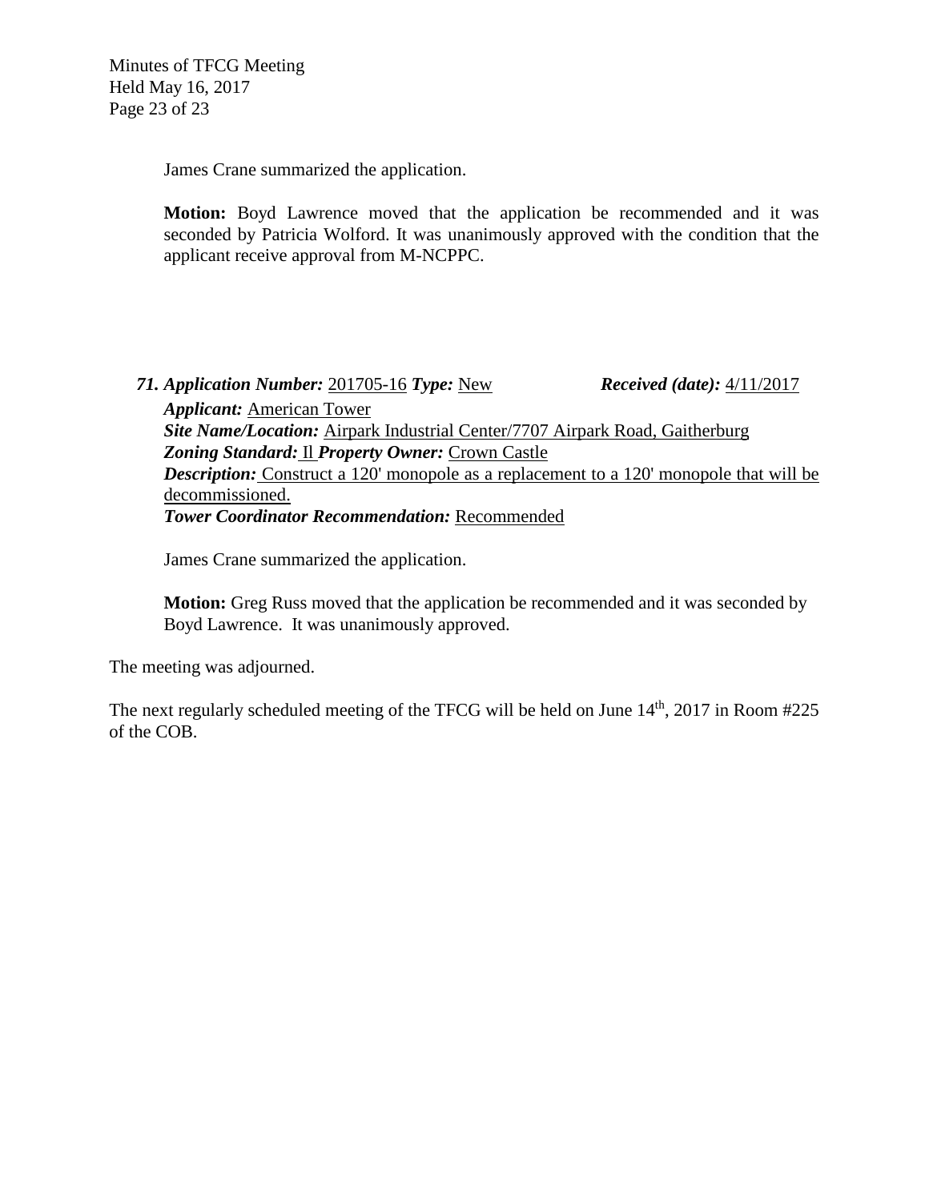James Crane summarized the application.

**Motion:** Boyd Lawrence moved that the application be recommended and it was seconded by Patricia Wolford. It was unanimously approved with the condition that the applicant receive approval from M-NCPPC.

***71. Application Number:*** 201705-16 ***Type:*** New ***Received (date):*** 4/11/2017
***Applicant:*** American Tower
***Site Name/Location:*** Airpark Industrial Center/7707 Airpark Road, Gaithersburg
***Zoning Standard:*** Il ***Property Owner:*** Crown Castle
***Description:*** Construct a 120' monopole as a replacement to a 120' monopole that will be decommissioned.
***Tower Coordinator Recommendation:*** Recommended

James Crane summarized the application.

**Motion:** Greg Russ moved that the application be recommended and it was seconded by Boyd Lawrence. It was unanimously approved.

The meeting was adjourned.

The next regularly scheduled meeting of the TFCG will be held on June 14th, 2017 in Room #225 of the COB.